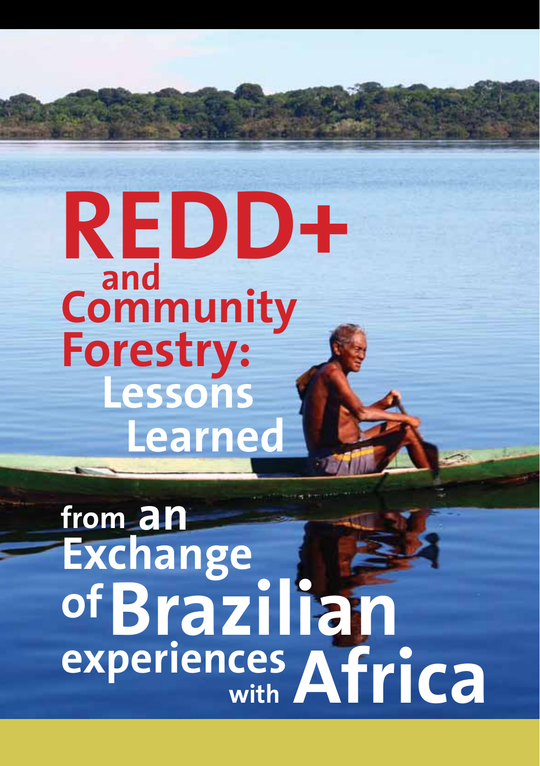# REDD+ and Community Forestry: Lessons Learned from an Exchange of Brazilian experiences with Africa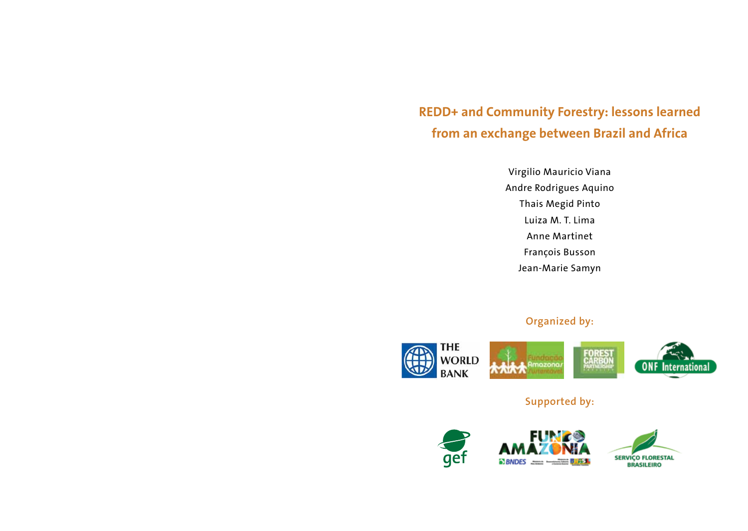# REDD+ and Community Forestry: lessons learned from an exchange between Brazil and Africa

Virgilio Mauricio Viana

Andre Rodrigues Aquino

Thais Megid Pinto

Luiza M. T. Lima

Anne Martinet

François Busson

Jean-Marie Samyn

Organized by:

Supported by: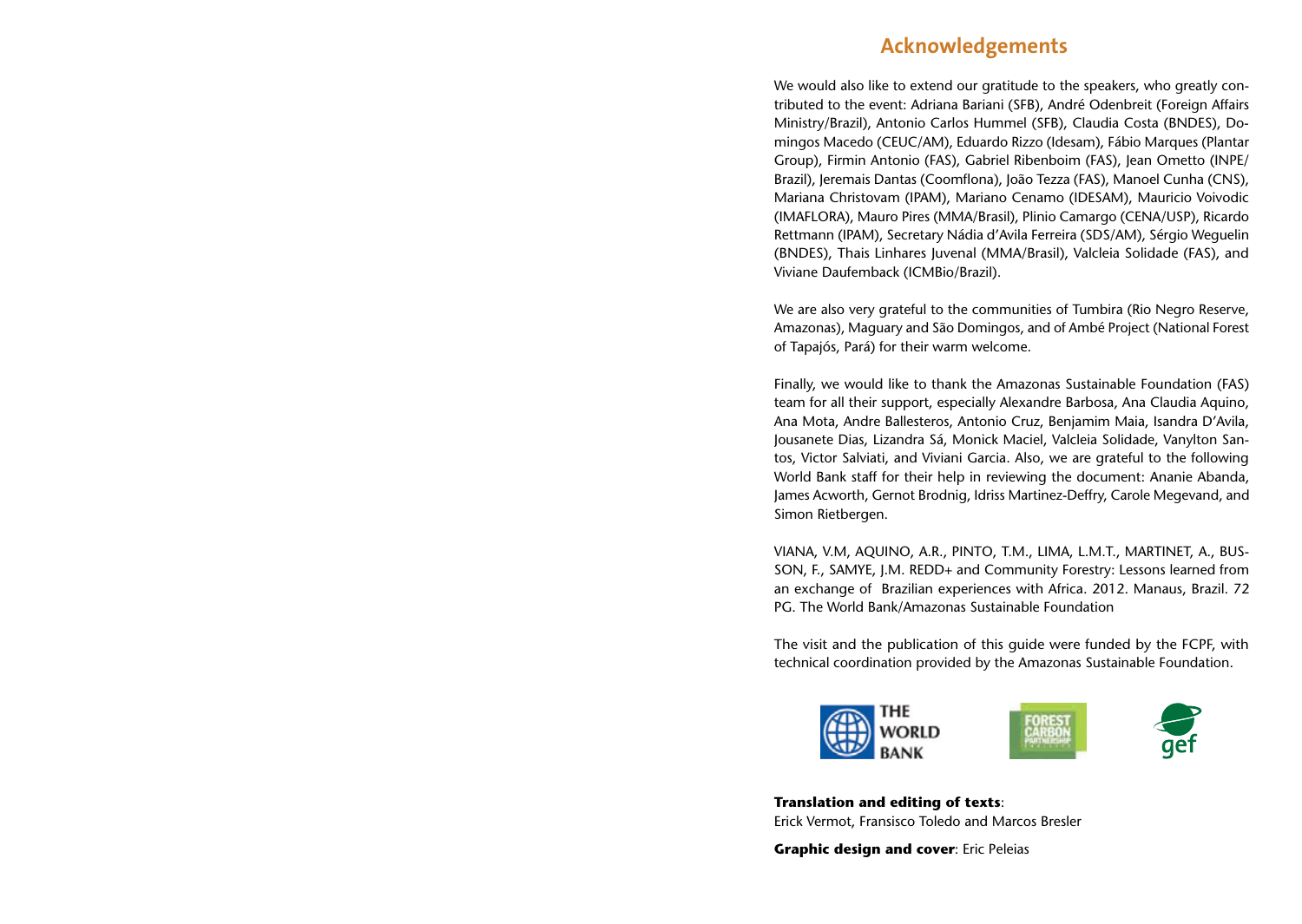## Acknowledgements

We would also like to extend our gratitude to the speakers, who greatly contributed to the event: Adriana Bariani (SFB), André Odenbreit (Foreign Affairs Ministry/Brazil), Antonio Carlos Hummel (SFB), Claudia Costa (BNDES), Domingos Macedo (CEUC/AM), Eduardo Rizzo (Idesam), Fábio Marques (Plantar Group), Firmin Antonio (FAS), Gabriel Ribenboim (FAS), Jean Ometto (INPE/Brazil), Jeremais Dantas (Coomflona), João Tezza (FAS), Manoel Cunha (CNS), Mariana Christovam (IPAM), Mariano Cenamo (IDESAM), Mauricio Voivodic (IMAFLORA), Mauro Pires (MMA/Brasil), Plinio Camargo (CENA/USP), Ricardo Rettmann (IPAM), Secretary Nádia d'Avila Ferreira (SDS/AM), Sérgio Weguelin (BNDES), Thais Linhares Juvenal (MMA/Brasil), Valcleia Solidade (FAS), and Viviane Daufemback (ICMBio/Brazil).

We are also very grateful to the communities of Tumbira (Rio Negro Reserve, Amazonas), Maguary and São Domingos, and of Ambé Project (National Forest of Tapajós, Pará) for their warm welcome.

Finally, we would like to thank the Amazonas Sustainable Foundation (FAS) team for all their support, especially Alexandre Barbosa, Ana Claudia Aquino, Ana Mota, Andre Ballesteros, Antonio Cruz, Benjamim Maia, Isandra D'Avila, Jousanete Dias, Lizandra Sá, Monick Maciel, Valcleia Solidade, Vanylton Santos, Victor Salviati, and Viviani Garcia. Also, we are grateful to the following World Bank staff for their help in reviewing the document: Ananie Abanda, James Acworth, Gernot Brodnig, Idriss Martinez-Deffry, Carole Megevand, and Simon Rietbergen.

VIANA, V.M, AQUINO, A.R., PINTO, T.M., LIMA, L.M.T., MARTINET, A., BUSSON, F., SAMYE, J.M. REDD+ and Community Forestry: Lessons learned from an exchange of Brazilian experiences with Africa. 2012. Manaus, Brazil. 72 PG. The World Bank/Amazonas Sustainable Foundation

The visit and the publication of this guide were funded by the FCPF, with technical coordination provided by the Amazonas Sustainable Foundation.

THE WORLD BANK

FOREST CARBON PARTNERSHIP

gef

**Translation and editing of texts**:
Erick Vermot, Fransisco Toledo and Marcos Bresler

**Graphic design and cover**: Eric Peleias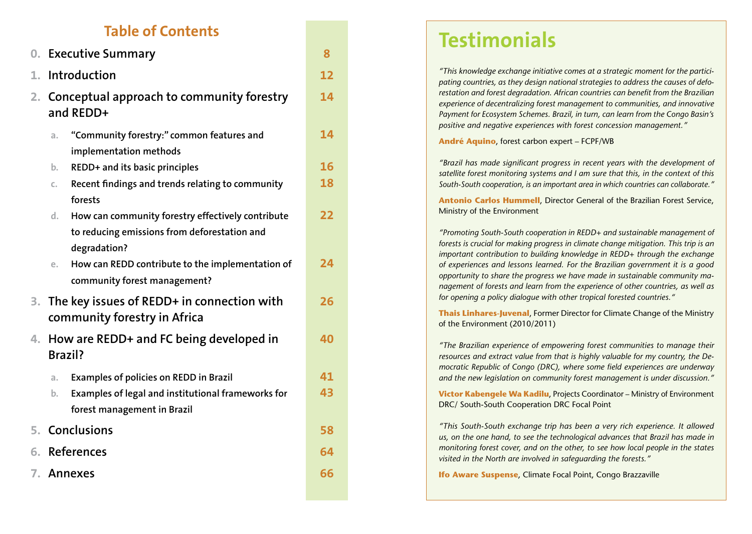## Table of Contents

| | | |
|---|---|---|
| 0. | Executive Summary | 8 |
| 1. | Introduction | 12 |
| 2. | Conceptual approach to community forestry and REDD+ | 14 |
| | a. "Community forestry:" common features and implementation methods | 14 |
| | b. REDD+ and its basic principles | 16 |
| | c. Recent findings and trends relating to community forests | 18 |
| | d. How can community forestry effectively contribute to reducing emissions from deforestation and degradation? | 22 |
| | e. How can REDD contribute to the implementation of community forest management? | 24 |
| 3. | The key issues of REDD+ in connection with community forestry in Africa | 26 |
| 4. | How are REDD+ and FC being developed in Brazil? | 40 |
| | a. Examples of policies on REDD in Brazil | 41 |
| | b. Examples of legal and institutional frameworks for forest management in Brazil | 43 |
| 5. | Conclusions | 58 |
| 6. | References | 64 |
| 7. | Annexes | 66 |

## Testimonials

*"This knowledge exchange initiative comes at a strategic moment for the participating countries, as they design national strategies to address the causes of deforestation and forest degradation. African countries can benefit from the Brazilian experience of decentralizing forest management to communities, and innovative Payment for Ecosystem Schemes. Brazil, in turn, can learn from the Congo Basin's positive and negative experiences with forest concession management."*

**André Aquino**, forest carbon expert – FCPF/WB

*"Brazil has made significant progress in recent years with the development of satellite forest monitoring systems and I am sure that this, in the context of this South-South cooperation, is an important area in which countries can collaborate."*

**Antonio Carlos Hummell**, Director General of the Brazilian Forest Service, Ministry of the Environment

*"Promoting South-South cooperation in REDD+ and sustainable management of forests is crucial for making progress in climate change mitigation. This trip is an important contribution to building knowledge in REDD+ through the exchange of experiences and lessons learned. For the Brazilian government it is a good opportunity to share the progress we have made in sustainable community management of forests and learn from the experience of other countries, as well as for opening a policy dialogue with other tropical forested countries."*

**Thais Linhares-Juvenal**, Former Director for Climate Change of the Ministry of the Environment (2010/2011)

*"The Brazilian experience of empowering forest communities to manage their resources and extract value from that is highly valuable for my country, the Democratic Republic of Congo (DRC), where some field experiences are underway and the new legislation on community forest management is under discussion."*

**Victor Kabengele Wa Kadilu**, Projects Coordinator – Ministry of Environment DRC/ South-South Cooperation DRC Focal Point

*"This South-South exchange trip has been a very rich experience. It allowed us, on the one hand, to see the technological advances that Brazil has made in monitoring forest cover, and on the other, to see how local people in the states visited in the North are involved in safeguarding the forests."*

**Ifo Aware Suspense**, Climate Focal Point, Congo Brazzaville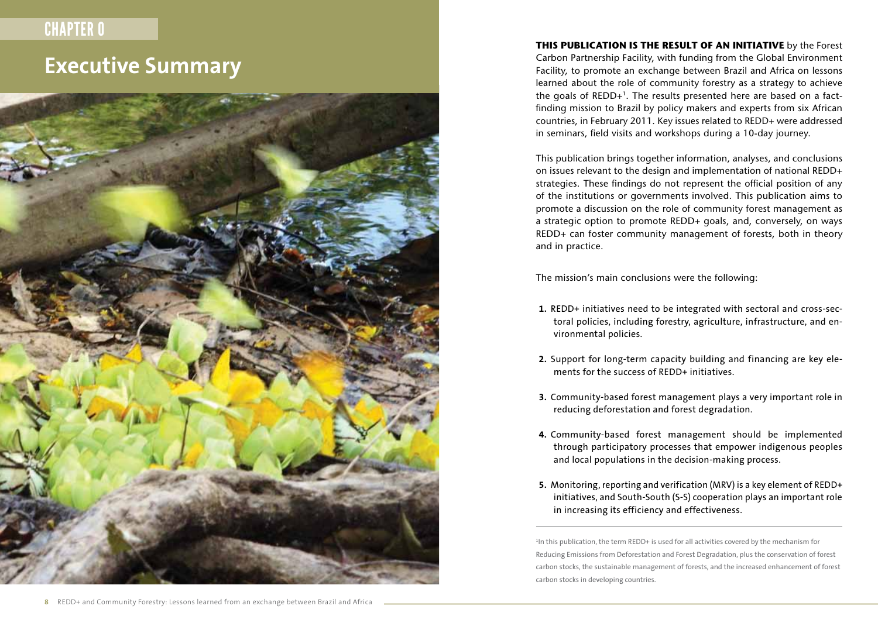CHAPTER 0

# Executive Summary

**THIS PUBLICATION IS THE RESULT OF AN INITIATIVE** by the Forest Carbon Partnership Facility, with funding from the Global Environment Facility, to promote an exchange between Brazil and Africa on lessons learned about the role of community forestry as a strategy to achieve the goals of REDD+[1]. The results presented here are based on a fact-finding mission to Brazil by policy makers and experts from six African countries, in February 2011. Key issues related to REDD+ were addressed in seminars, field visits and workshops during a 10-day journey.

This publication brings together information, analyses, and conclusions on issues relevant to the design and implementation of national REDD+ strategies. These findings do not represent the official position of any of the institutions or governments involved. This publication aims to promote a discussion on the role of community forest management as a strategic option to promote REDD+ goals, and, conversely, on ways REDD+ can foster community management of forests, both in theory and in practice.

The mission's main conclusions were the following:

1. REDD+ initiatives need to be integrated with sectoral and cross-sectoral policies, including forestry, agriculture, infrastructure, and environmental policies.
2. Support for long-term capacity building and financing are key elements for the success of REDD+ initiatives.
3. Community-based forest management plays a very important role in reducing deforestation and forest degradation.
4. Community-based forest management should be implemented through participatory processes that empower indigenous peoples and local populations in the decision-making process.
5. Monitoring, reporting and verification (MRV) is a key element of REDD+ initiatives, and South-South (S-S) cooperation plays an important role in increasing its efficiency and effectiveness.

[1] In this publication, the term REDD+ is used for all activities covered by the mechanism for Reducing Emissions from Deforestation and Forest Degradation, plus the conservation of forest carbon stocks, the sustainable management of forests, and the increased enhancement of forest carbon stocks in developing countries.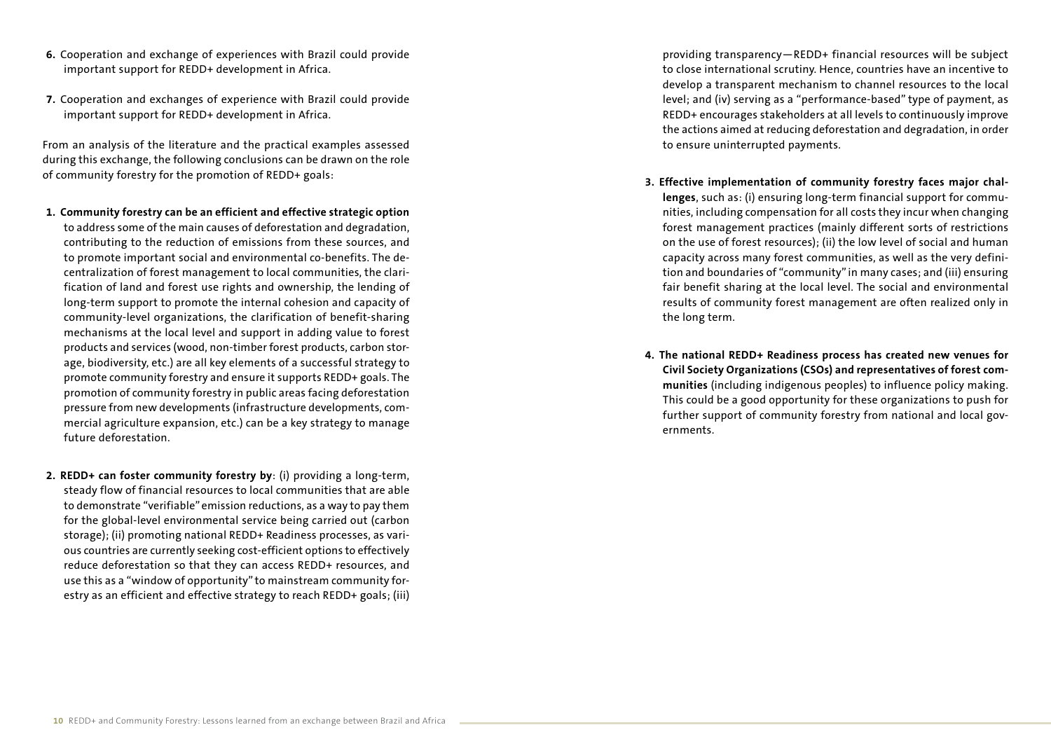6. Cooperation and exchange of experiences with Brazil could provide important support for REDD+ development in Africa.

7. Cooperation and exchanges of experience with Brazil could provide important support for REDD+ development in Africa.

From an analysis of the literature and the practical examples assessed during this exchange, the following conclusions can be drawn on the role of community forestry for the promotion of REDD+ goals:

1. **Community forestry can be an efficient and effective strategic option** to address some of the main causes of deforestation and degradation, contributing to the reduction of emissions from these sources, and to promote important social and environmental co-benefits. The decentralization of forest management to local communities, the clarification of land and forest use rights and ownership, the lending of long-term support to promote the internal cohesion and capacity of community-level organizations, the clarification of benefit-sharing mechanisms at the local level and support in adding value to forest products and services (wood, non-timber forest products, carbon storage, biodiversity, etc.) are all key elements of a successful strategy to promote community forestry and ensure it supports REDD+ goals. The promotion of community forestry in public areas facing deforestation pressure from new developments (infrastructure developments, commercial agriculture expansion, etc.) can be a key strategy to manage future deforestation.

2. **REDD+ can foster community forestry by**: (i) providing a long-term, steady flow of financial resources to local communities that are able to demonstrate "verifiable" emission reductions, as a way to pay them for the global-level environmental service being carried out (carbon storage); (ii) promoting national REDD+ Readiness processes, as various countries are currently seeking cost-efficient options to effectively reduce deforestation so that they can access REDD+ resources, and use this as a "window of opportunity" to mainstream community forestry as an efficient and effective strategy to reach REDD+ goals; (iii) providing transparency—REDD+ financial resources will be subject to close international scrutiny. Hence, countries have an incentive to develop a transparent mechanism to channel resources to the local level; and (iv) serving as a "performance-based" type of payment, as REDD+ encourages stakeholders at all levels to continuously improve the actions aimed at reducing deforestation and degradation, in order to ensure uninterrupted payments.

3. **Effective implementation of community forestry faces major challenges**, such as: (i) ensuring long-term financial support for communities, including compensation for all costs they incur when changing forest management practices (mainly different sorts of restrictions on the use of forest resources); (ii) the low level of social and human capacity across many forest communities, as well as the very definition and boundaries of "community" in many cases; and (iii) ensuring fair benefit sharing at the local level. The social and environmental results of community forest management are often realized only in the long term.

4. **The national REDD+ Readiness process has created new venues for Civil Society Organizations (CSOs) and representatives of forest communities** (including indigenous peoples) to influence policy making. This could be a good opportunity for these organizations to push for further support of community forestry from national and local governments.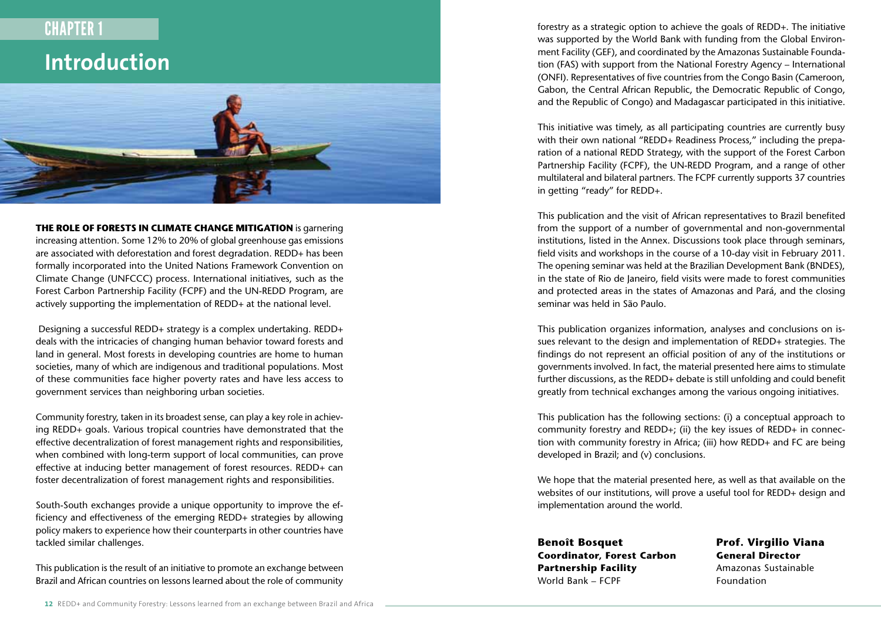# CHAPTER 1

# Introduction

**THE ROLE OF FORESTS IN CLIMATE CHANGE MITIGATION** is garnering increasing attention. Some 12% to 20% of global greenhouse gas emissions are associated with deforestation and forest degradation. REDD+ has been formally incorporated into the United Nations Framework Convention on Climate Change (UNFCCC) process. International initiatives, such as the Forest Carbon Partnership Facility (FCPF) and the UN-REDD Program, are actively supporting the implementation of REDD+ at the national level.

Designing a successful REDD+ strategy is a complex undertaking. REDD+ deals with the intricacies of changing human behavior toward forests and land in general. Most forests in developing countries are home to human societies, many of which are indigenous and traditional populations. Most of these communities face higher poverty rates and have less access to government services than neighboring urban societies.

Community forestry, taken in its broadest sense, can play a key role in achieving REDD+ goals. Various tropical countries have demonstrated that the effective decentralization of forest management rights and responsibilities, when combined with long-term support of local communities, can prove effective at inducing better management of forest resources. REDD+ can foster decentralization of forest management rights and responsibilities.

South-South exchanges provide a unique opportunity to improve the efficiency and effectiveness of the emerging REDD+ strategies by allowing policy makers to experience how their counterparts in other countries have tackled similar challenges.

This publication is the result of an initiative to promote an exchange between Brazil and African countries on lessons learned about the role of community forestry as a strategic option to achieve the goals of REDD+. The initiative was supported by the World Bank with funding from the Global Environment Facility (GEF), and coordinated by the Amazonas Sustainable Foundation (FAS) with support from the National Forestry Agency – International (ONFI). Representatives of five countries from the Congo Basin (Cameroon, Gabon, the Central African Republic, the Democratic Republic of Congo, and the Republic of Congo) and Madagascar participated in this initiative.

This initiative was timely, as all participating countries are currently busy with their own national "REDD+ Readiness Process," including the preparation of a national REDD Strategy, with the support of the Forest Carbon Partnership Facility (FCPF), the UN-REDD Program, and a range of other multilateral and bilateral partners. The FCPF currently supports 37 countries in getting "ready" for REDD+.

This publication and the visit of African representatives to Brazil benefited from the support of a number of governmental and non-governmental institutions, listed in the Annex. Discussions took place through seminars, field visits and workshops in the course of a 10-day visit in February 2011. The opening seminar was held at the Brazilian Development Bank (BNDES), in the state of Rio de Janeiro, field visits were made to forest communities and protected areas in the states of Amazonas and Pará, and the closing seminar was held in São Paulo.

This publication organizes information, analyses and conclusions on issues relevant to the design and implementation of REDD+ strategies. The findings do not represent an official position of any of the institutions or governments involved. In fact, the material presented here aims to stimulate further discussions, as the REDD+ debate is still unfolding and could benefit greatly from technical exchanges among the various ongoing initiatives.

This publication has the following sections: (i) a conceptual approach to community forestry and REDD+; (ii) the key issues of REDD+ in connection with community forestry in Africa; (iii) how REDD+ and FC are being developed in Brazil; and (v) conclusions.

We hope that the material presented here, as well as that available on the websites of our institutions, will prove a useful tool for REDD+ design and implementation around the world.

**Benoît Bosquet**
**Coordinator, Forest Carbon Partnership Facility**
World Bank – FCPF

**Prof. Virgilio Viana**
**General Director**
Amazonas Sustainable Foundation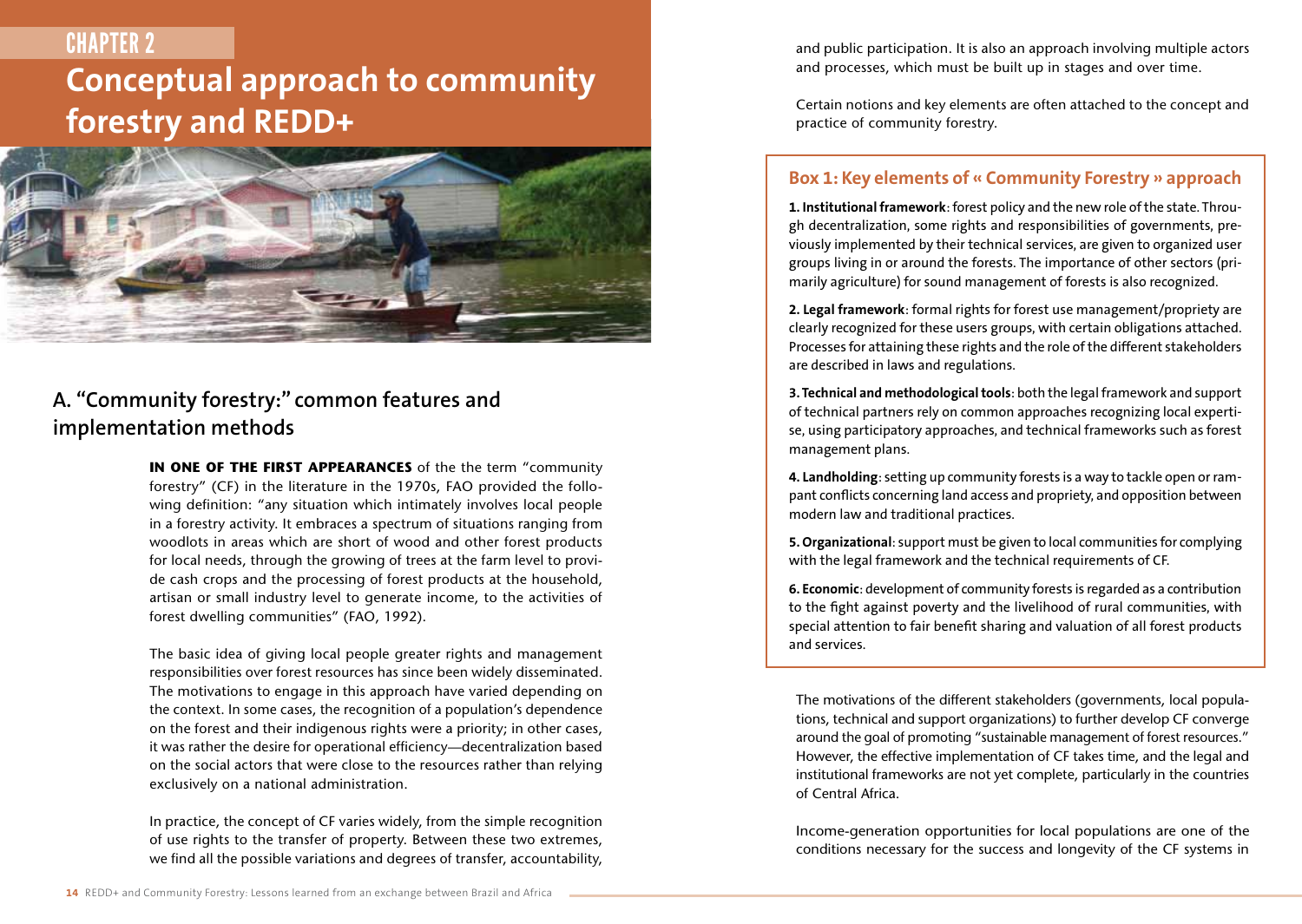# CHAPTER 2

# Conceptual approach to community forestry and REDD+

## A. "Community forestry:" common features and implementation methods

**IN ONE OF THE FIRST APPEARANCES** of the the term "community forestry" (CF) in the literature in the 1970s, FAO provided the following definition: "any situation which intimately involves local people in a forestry activity. It embraces a spectrum of situations ranging from woodlots in areas which are short of wood and other forest products for local needs, through the growing of trees at the farm level to provide cash crops and the processing of forest products at the household, artisan or small industry level to generate income, to the activities of forest dwelling communities" (FAO, 1992).

The basic idea of giving local people greater rights and management responsibilities over forest resources has since been widely disseminated. The motivations to engage in this approach have varied depending on the context. In some cases, the recognition of a population's dependence on the forest and their indigenous rights were a priority; in other cases, it was rather the desire for operational efficiency—decentralization based on the social actors that were close to the resources rather than relying exclusively on a national administration.

In practice, the concept of CF varies widely, from the simple recognition of use rights to the transfer of property. Between these two extremes, we find all the possible variations and degrees of transfer, accountability, and public participation. It is also an approach involving multiple actors and processes, which must be built up in stages and over time.

Certain notions and key elements are often attached to the concept and practice of community forestry.

### Box 1: Key elements of « Community Forestry » approach

**1. Institutional framework**: forest policy and the new role of the state. Through decentralization, some rights and responsibilities of governments, previously implemented by their technical services, are given to organized user groups living in or around the forests. The importance of other sectors (primarily agriculture) for sound management of forests is also recognized.

**2. Legal framework**: formal rights for forest use management/propriety are clearly recognized for these users groups, with certain obligations attached. Processes for attaining these rights and the role of the different stakeholders are described in laws and regulations.

**3. Technical and methodological tools**: both the legal framework and support of technical partners rely on common approaches recognizing local expertise, using participatory approaches, and technical frameworks such as forest management plans.

**4. Landholding**: setting up community forests is a way to tackle open or rampant conflicts concerning land access and propriety, and opposition between modern law and traditional practices.

**5. Organizational**: support must be given to local communities for complying with the legal framework and the technical requirements of CF.

**6. Economic**: development of community forests is regarded as a contribution to the fight against poverty and the livelihood of rural communities, with special attention to fair benefit sharing and valuation of all forest products and services.

The motivations of the different stakeholders (governments, local populations, technical and support organizations) to further develop CF converge around the goal of promoting "sustainable management of forest resources." However, the effective implementation of CF takes time, and the legal and institutional frameworks are not yet complete, particularly in the countries of Central Africa.

Income-generation opportunities for local populations are one of the conditions necessary for the success and longevity of the CF systems in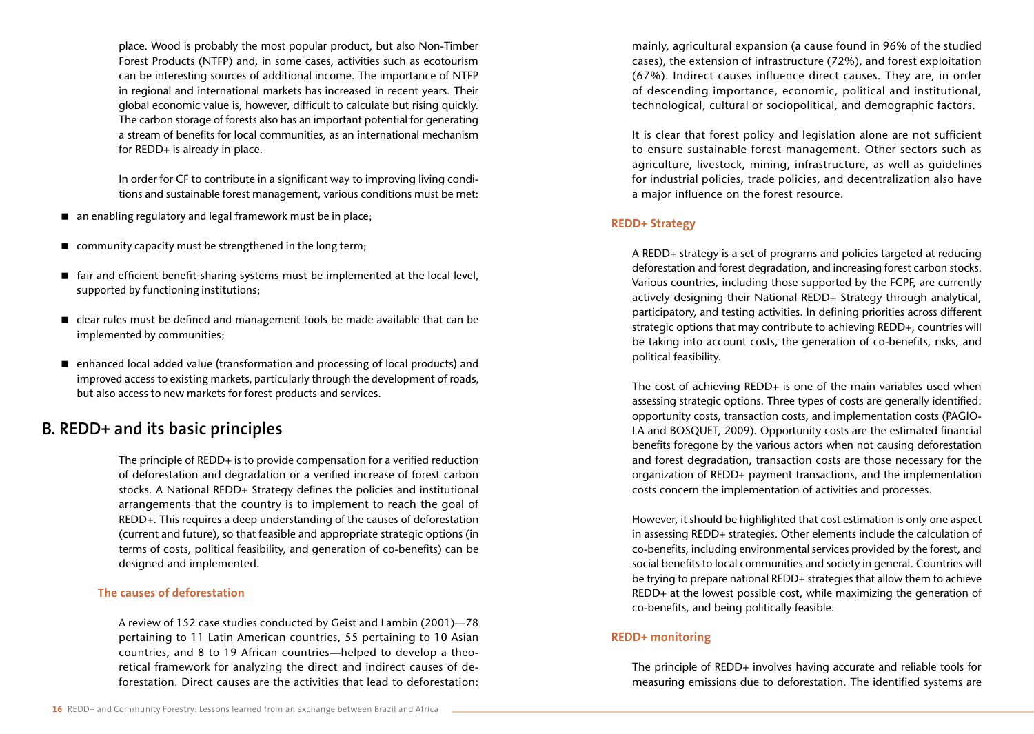place. Wood is probably the most popular product, but also Non-Timber Forest Products (NTFP) and, in some cases, activities such as ecotourism can be interesting sources of additional income. The importance of NTFP in regional and international markets has increased in recent years. Their global economic value is, however, difficult to calculate but rising quickly. The carbon storage of forests also has an important potential for generating a stream of benefits for local communities, as an international mechanism for REDD+ is already in place.

In order for CF to contribute in a significant way to improving living conditions and sustainable forest management, various conditions must be met:

- an enabling regulatory and legal framework must be in place;
- community capacity must be strengthened in the long term;
- fair and efficient benefit-sharing systems must be implemented at the local level, supported by functioning institutions;
- clear rules must be defined and management tools be made available that can be implemented by communities;
- enhanced local added value (transformation and processing of local products) and improved access to existing markets, particularly through the development of roads, but also access to new markets for forest products and services.

## B. REDD+ and its basic principles

The principle of REDD+ is to provide compensation for a verified reduction of deforestation and degradation or a verified increase of forest carbon stocks. A National REDD+ Strategy defines the policies and institutional arrangements that the country is to implement to reach the goal of REDD+. This requires a deep understanding of the causes of deforestation (current and future), so that feasible and appropriate strategic options (in terms of costs, political feasibility, and generation of co-benefits) can be designed and implemented.

### The causes of deforestation

A review of 152 case studies conducted by Geist and Lambin (2001)—78 pertaining to 11 Latin American countries, 55 pertaining to 10 Asian countries, and 8 to 19 African countries—helped to develop a theoretical framework for analyzing the direct and indirect causes of deforestation. Direct causes are the activities that lead to deforestation: mainly, agricultural expansion (a cause found in 96% of the studied cases), the extension of infrastructure (72%), and forest exploitation (67%). Indirect causes influence direct causes. They are, in order of descending importance, economic, political and institutional, technological, cultural or sociopolitical, and demographic factors.

It is clear that forest policy and legislation alone are not sufficient to ensure sustainable forest management. Other sectors such as agriculture, livestock, mining, infrastructure, as well as guidelines for industrial policies, trade policies, and decentralization also have a major influence on the forest resource.

### REDD+ Strategy

A REDD+ strategy is a set of programs and policies targeted at reducing deforestation and forest degradation, and increasing forest carbon stocks. Various countries, including those supported by the FCPF, are currently actively designing their National REDD+ Strategy through analytical, participatory, and testing activities. In defining priorities across different strategic options that may contribute to achieving REDD+, countries will be taking into account costs, the generation of co-benefits, risks, and political feasibility.

The cost of achieving REDD+ is one of the main variables used when assessing strategic options. Three types of costs are generally identified: opportunity costs, transaction costs, and implementation costs (PAGIOLA and BOSQUET, 2009). Opportunity costs are the estimated financial benefits foregone by the various actors when not causing deforestation and forest degradation, transaction costs are those necessary for the organization of REDD+ payment transactions, and the implementation costs concern the implementation of activities and processes.

However, it should be highlighted that cost estimation is only one aspect in assessing REDD+ strategies. Other elements include the calculation of co-benefits, including environmental services provided by the forest, and social benefits to local communities and society in general. Countries will be trying to prepare national REDD+ strategies that allow them to achieve REDD+ at the lowest possible cost, while maximizing the generation of co-benefits, and being politically feasible.

### REDD+ monitoring

The principle of REDD+ involves having accurate and reliable tools for measuring emissions due to deforestation. The identified systems are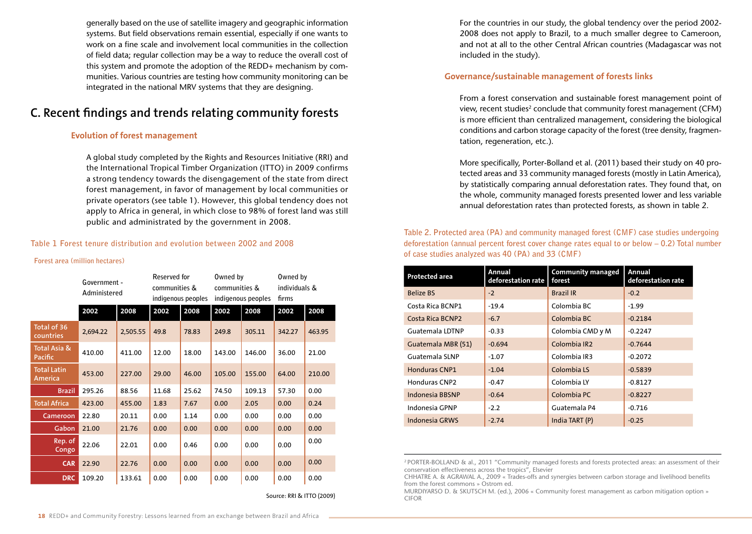generally based on the use of satellite imagery and geographic information systems. But field observations remain essential, especially if one wants to work on a fine scale and involvement local communities in the collection of field data; regular collection may be a way to reduce the overall cost of this system and promote the adoption of the REDD+ mechanism by communities. Various countries are testing how community monitoring can be integrated in the national MRV systems that they are designing.

## C. Recent findings and trends relating community forests

### Evolution of forest management

A global study completed by the Rights and Resources Initiative (RRI) and the International Tropical Timber Organization (ITTO) in 2009 confirms a strong tendency towards the disengagement of the state from direct forest management, in favor of management by local communities or private operators (see table 1). However, this global tendency does not apply to Africa in general, in which close to 98% of forest land was still public and administrated by the government in 2008.

**Table 1 Forest tenure distribution and evolution between 2002 and 2008**

Forest area (million hectares)

| | Government - Administered | | Reserved for communities & indigenous peoples | | Owned by communities & indigenous peoples | | Owned by individuals & firms | |
|---|---|---|---|---|---|---|---|---|
| | 2002 | 2008 | 2002 | 2008 | 2002 | 2008 | 2002 | 2008 |
| Total of 36 countries | 2,694.22 | 2,505.55 | 49.8 | 78.83 | 249.8 | 305.11 | 342.27 | 463.95 |
| Total Asia & Pacific | 410.00 | 411.00 | 12.00 | 18.00 | 143.00 | 146.00 | 36.00 | 21.00 |
| Total Latin America | 453.00 | 227.00 | 29.00 | 46.00 | 105.00 | 155.00 | 64.00 | 210.00 |
| Brazil | 295.26 | 88.56 | 11.68 | 25.62 | 74.50 | 109.13 | 57.30 | 0.00 |
| Total Africa | 423.00 | 455.00 | 1.83 | 7.67 | 0.00 | 2.05 | 0.00 | 0.24 |
| Cameroon | 22.80 | 20.11 | 0.00 | 1.14 | 0.00 | 0.00 | 0.00 | 0.00 |
| Gabon | 21.00 | 21.76 | 0.00 | 0.00 | 0.00 | 0.00 | 0.00 | 0.00 |
| Rep. of Congo | 22.06 | 22.01 | 0.00 | 0.46 | 0.00 | 0.00 | 0.00 | 0.00 |
| CAR | 22.90 | 22.76 | 0.00 | 0.00 | 0.00 | 0.00 | 0.00 | 0.00 |
| DRC | 109.20 | 133.61 | 0.00 | 0.00 | 0.00 | 0.00 | 0.00 | 0.00 |

Source: RRI & ITTO (2009)

For the countries in our study, the global tendency over the period 2002-2008 does not apply to Brazil, to a much smaller degree to Cameroon, and not at all to the other Central African countries (Madagascar was not included in the study).

### Governance/sustainable management of forests links

From a forest conservation and sustainable forest management point of view, recent studies[2] conclude that community forest management (CFM) is more efficient than centralized management, considering the biological conditions and carbon storage capacity of the forest (tree density, fragmentation, regeneration, etc.).

More specifically, Porter-Bolland et al. (2011) based their study on 40 protected areas and 33 community managed forests (mostly in Latin America), by statistically comparing annual deforestation rates. They found that, on the whole, community managed forests presented lower and less variable annual deforestation rates than protected forests, as shown in table 2.

**Table 2. Protected area (PA) and community managed forest (CMF) case studies undergoing deforestation (annual percent forest cover change rates equal to or below – 0.2) Total number of case studies analyzed was 40 (PA) and 33 (CMF)**

| Protected area | Annual deforestation rate | Community managed forest | Annual deforestation rate |
|---|---|---|---|
| Belize BS | -2 | Brazil IR | -0.2 |
| Costa Rica BCNP1 | -19.4 | Colombia BC | -1.99 |
| Costa Rica BCNP2 | -6.7 | Colombia BC | -0.2184 |
| Guatemala LDTNP | -0.33 | Colombia CMD y M | -0.2247 |
| Guatemala MBR (51) | -0.694 | Colombia IR2 | -0.7644 |
| Guatemala SLNP | -1.07 | Colombia IR3 | -0.2072 |
| Honduras CNP1 | -1.04 | Colombia LS | -0.5839 |
| Honduras CNP2 | -0.47 | Colombia LY | -0.8127 |
| Indonesia BBSNP | -0.64 | Colombia PC | -0.8227 |
| Indonesia GPNP | -2.2 | Guatemala P4 | -0.716 |
| Indonesia GRWS | -2.74 | India TART (P) | -0.25 |

[2] PORTER-BOLLAND & al., 2011 "Community managed forests and forests protected areas: an assessment of their conservation effectiveness across the tropics", Elsevier
CHHATRE A. & AGRAWAL A., 2009 « Trades-offs and synergies between carbon storage and livelihood benefits from the forest commons » Ostrom ed.
MURDIYARSO D. & SKUTSCH M. (ed.), 2006 « Community forest management as carbon mitigation option » CIFOR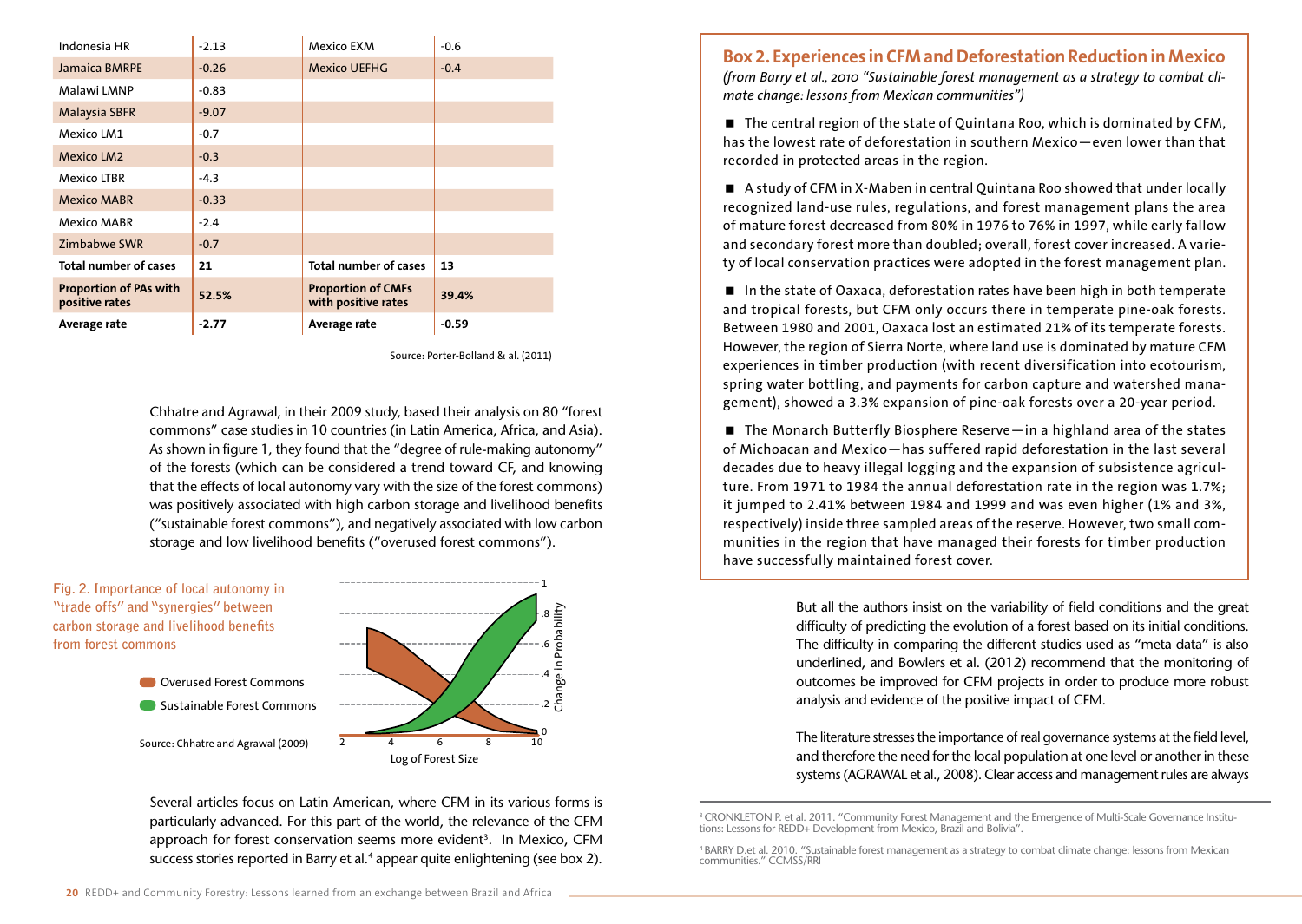| | | | |
|---|---|---|---|
| Indonesia HR | -2.13 | Mexico EXM | -0.6 |
| Jamaica BMRPE | -0.26 | Mexico UEFHG | -0.4 |
| Malawi LMNP | -0.83 | | |
| Malaysia SBFR | -9.07 | | |
| Mexico LM1 | -0.7 | | |
| Mexico LM2 | -0.3 | | |
| Mexico LTBR | -4.3 | | |
| Mexico MABR | -0.33 | | |
| Mexico MABR | -2.4 | | |
| Zimbabwe SWR | -0.7 | | |
| **Total number of cases** | **21** | **Total number of cases** | **13** |
| **Proportion of PAs with positive rates** | **52.5%** | **Proportion of CMFs with positive rates** | **39.4%** |
| **Average rate** | **-2.77** | **Average rate** | **-0.59** |

Source: Porter-Bolland & al. (2011)

Chhatre and Agrawal, in their 2009 study, based their analysis on 80 "forest commons" case studies in 10 countries (in Latin America, Africa, and Asia). As shown in figure 1, they found that the "degree of rule-making autonomy" of the forests (which can be considered a trend toward CF, and knowing that the effects of local autonomy vary with the size of the forest commons) was positively associated with high carbon storage and livelihood benefits ("sustainable forest commons"), and negatively associated with low carbon storage and low livelihood benefits ("overused forest commons").

**Fig. 2. Importance of local autonomy in "trade offs" and "synergies" between carbon storage and livelihood benefits from forest commons**

Overused Forest Commons
Sustainable Forest Commons

Source: Chhatre and Agrawal (2009)

Several articles focus on Latin American, where CFM in its various forms is particularly advanced. For this part of the world, the relevance of the CFM approach for forest conservation seems more evident[3]. In Mexico, CFM success stories reported in Barry et al.[4] appear quite enlightening (see box 2).

## Box 2. Experiences in CFM and Deforestation Reduction in Mexico

*(from Barry et al., 2010 "Sustainable forest management as a strategy to combat climate change: lessons from Mexican communities")*

- The central region of the state of Quintana Roo, which is dominated by CFM, has the lowest rate of deforestation in southern Mexico—even lower than that recorded in protected areas in the region.
- A study of CFM in X-Maben in central Quintana Roo showed that under locally recognized land-use rules, regulations, and forest management plans the area of mature forest decreased from 80% in 1976 to 76% in 1997, while early fallow and secondary forest more than doubled; overall, forest cover increased. A variety of local conservation practices were adopted in the forest management plan.
- In the state of Oaxaca, deforestation rates have been high in both temperate and tropical forests, but CFM only occurs there in temperate pine-oak forests. Between 1980 and 2001, Oaxaca lost an estimated 21% of its temperate forests. However, the region of Sierra Norte, where land use is dominated by mature CFM experiences in timber production (with recent diversification into ecotourism, spring water bottling, and payments for carbon capture and watershed management), showed a 3.3% expansion of pine-oak forests over a 20-year period.
- The Monarch Butterfly Biosphere Reserve—in a highland area of the states of Michoacan and Mexico—has suffered rapid deforestation in the last several decades due to heavy illegal logging and the expansion of subsistence agriculture. From 1971 to 1984 the annual deforestation rate in the region was 1.7%; it jumped to 2.41% between 1984 and 1999 and was even higher (1% and 3%, respectively) inside three sampled areas of the reserve. However, two small communities in the region that have managed their forests for timber production have successfully maintained forest cover.

But all the authors insist on the variability of field conditions and the great difficulty of predicting the evolution of a forest based on its initial conditions. The difficulty in comparing the different studies used as "meta data" is also underlined, and Bowlers et al. (2012) recommend that the monitoring of outcomes be improved for CFM projects in order to produce more robust analysis and evidence of the positive impact of CFM.

The literature stresses the importance of real governance systems at the field level, and therefore the need for the local population at one level or another in these systems (AGRAWAL et al., 2008). Clear access and management rules are always

[3] CRONKLETON P. et al. 2011. "Community Forest Management and the Emergence of Multi-Scale Governance Institutions: Lessons for REDD+ Development from Mexico, Brazil and Bolivia".

[4] BARRY D.et al. 2010. "Sustainable forest management as a strategy to combat climate change: lessons from Mexican communities." CCMSS/RRI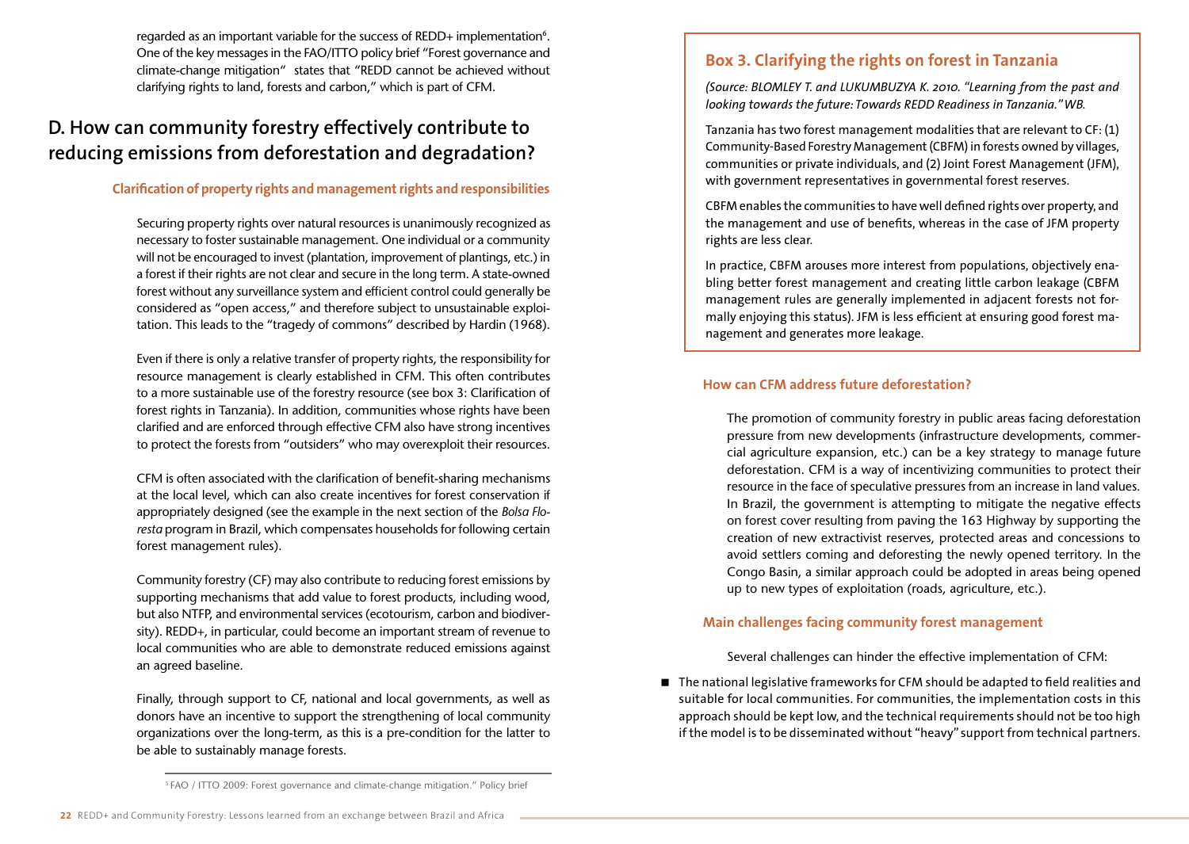regarded as an important variable for the success of REDD+ implementation[6]. One of the key messages in the FAO/ITTO policy brief "Forest governance and climate-change mitigation" states that "REDD cannot be achieved without clarifying rights to land, forests and carbon," which is part of CFM.

## D. How can community forestry effectively contribute to reducing emissions from deforestation and degradation?

### Clarification of property rights and management rights and responsibilities

Securing property rights over natural resources is unanimously recognized as necessary to foster sustainable management. One individual or a community will not be encouraged to invest (plantation, improvement of plantings, etc.) in a forest if their rights are not clear and secure in the long term. A state-owned forest without any surveillance system and efficient control could generally be considered as "open access," and therefore subject to unsustainable exploitation. This leads to the "tragedy of commons" described by Hardin (1968).

Even if there is only a relative transfer of property rights, the responsibility for resource management is clearly established in CFM. This often contributes to a more sustainable use of the forestry resource (see box 3: Clarification of forest rights in Tanzania). In addition, communities whose rights have been clarified and are enforced through effective CFM also have strong incentives to protect the forests from "outsiders" who may overexploit their resources.

CFM is often associated with the clarification of benefit-sharing mechanisms at the local level, which can also create incentives for forest conservation if appropriately designed (see the example in the next section of the *Bolsa Floresta* program in Brazil, which compensates households for following certain forest management rules).

Community forestry (CF) may also contribute to reducing forest emissions by supporting mechanisms that add value to forest products, including wood, but also NTFP, and environmental services (ecotourism, carbon and biodiversity). REDD+, in particular, could become an important stream of revenue to local communities who are able to demonstrate reduced emissions against an agreed baseline.

Finally, through support to CF, national and local governments, as well as donors have an incentive to support the strengthening of local community organizations over the long-term, as this is a pre-condition for the latter to be able to sustainably manage forests.

[5] FAO / ITTO 2009: Forest governance and climate-change mitigation." Policy brief

### Box 3. Clarifying the rights on forest in Tanzania

*(Source: BLOMLEY T. and LUKUMBUZYA K. 2010. "Learning from the past and looking towards the future: Towards REDD Readiness in Tanzania." WB.*

Tanzania has two forest management modalities that are relevant to CF: (1) Community-Based Forestry Management (CBFM) in forests owned by villages, communities or private individuals, and (2) Joint Forest Management (JFM), with government representatives in governmental forest reserves.

CBFM enables the communities to have well defined rights over property, and the management and use of benefits, whereas in the case of JFM property rights are less clear.

In practice, CBFM arouses more interest from populations, objectively enabling better forest management and creating little carbon leakage (CBFM management rules are generally implemented in adjacent forests not formally enjoying this status). JFM is less efficient at ensuring good forest management and generates more leakage.

### How can CFM address future deforestation?

The promotion of community forestry in public areas facing deforestation pressure from new developments (infrastructure developments, commercial agriculture expansion, etc.) can be a key strategy to manage future deforestation. CFM is a way of incentivizing communities to protect their resource in the face of speculative pressures from an increase in land values. In Brazil, the government is attempting to mitigate the negative effects on forest cover resulting from paving the 163 Highway by supporting the creation of new extractivist reserves, protected areas and concessions to avoid settlers coming and deforesting the newly opened territory. In the Congo Basin, a similar approach could be adopted in areas being opened up to new types of exploitation (roads, agriculture, etc.).

### Main challenges facing community forest management

Several challenges can hinder the effective implementation of CFM:

- The national legislative frameworks for CFM should be adapted to field realities and suitable for local communities. For communities, the implementation costs in this approach should be kept low, and the technical requirements should not be too high if the model is to be disseminated without "heavy" support from technical partners.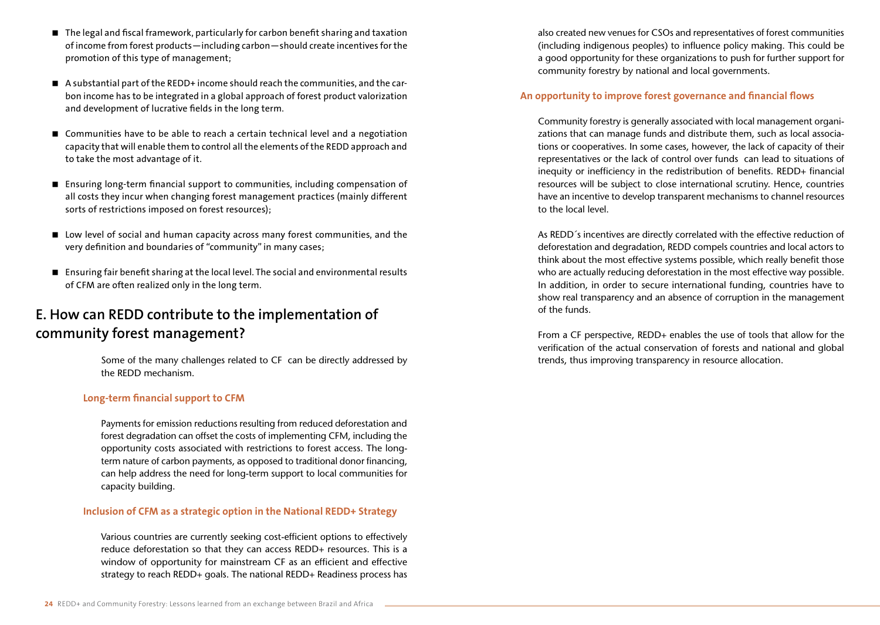- The legal and fiscal framework, particularly for carbon benefit sharing and taxation of income from forest products—including carbon—should create incentives for the promotion of this type of management;
- A substantial part of the REDD+ income should reach the communities, and the carbon income has to be integrated in a global approach of forest product valorization and development of lucrative fields in the long term.
- Communities have to be able to reach a certain technical level and a negotiation capacity that will enable them to control all the elements of the REDD approach and to take the most advantage of it.
- Ensuring long-term financial support to communities, including compensation of all costs they incur when changing forest management practices (mainly different sorts of restrictions imposed on forest resources);
- Low level of social and human capacity across many forest communities, and the very definition and boundaries of "community" in many cases;
- Ensuring fair benefit sharing at the local level. The social and environmental results of CFM are often realized only in the long term.

## E. How can REDD contribute to the implementation of community forest management?

Some of the many challenges related to CF can be directly addressed by the REDD mechanism.

### Long-term financial support to CFM

Payments for emission reductions resulting from reduced deforestation and forest degradation can offset the costs of implementing CFM, including the opportunity costs associated with restrictions to forest access. The long-term nature of carbon payments, as opposed to traditional donor financing, can help address the need for long-term support to local communities for capacity building.

### Inclusion of CFM as a strategic option in the National REDD+ Strategy

Various countries are currently seeking cost-efficient options to effectively reduce deforestation so that they can access REDD+ resources. This is a window of opportunity for mainstream CF as an efficient and effective strategy to reach REDD+ goals. The national REDD+ Readiness process has also created new venues for CSOs and representatives of forest communities (including indigenous peoples) to influence policy making. This could be a good opportunity for these organizations to push for further support for community forestry by national and local governments.

### An opportunity to improve forest governance and financial flows

Community forestry is generally associated with local management organizations that can manage funds and distribute them, such as local associations or cooperatives. In some cases, however, the lack of capacity of their representatives or the lack of control over funds can lead to situations of inequity or inefficiency in the redistribution of benefits. REDD+ financial resources will be subject to close international scrutiny. Hence, countries have an incentive to develop transparent mechanisms to channel resources to the local level.

As REDD´s incentives are directly correlated with the effective reduction of deforestation and degradation, REDD compels countries and local actors to think about the most effective systems possible, which really benefit those who are actually reducing deforestation in the most effective way possible. In addition, in order to secure international funding, countries have to show real transparency and an absence of corruption in the management of the funds.

From a CF perspective, REDD+ enables the use of tools that allow for the verification of the actual conservation of forests and national and global trends, thus improving transparency in resource allocation.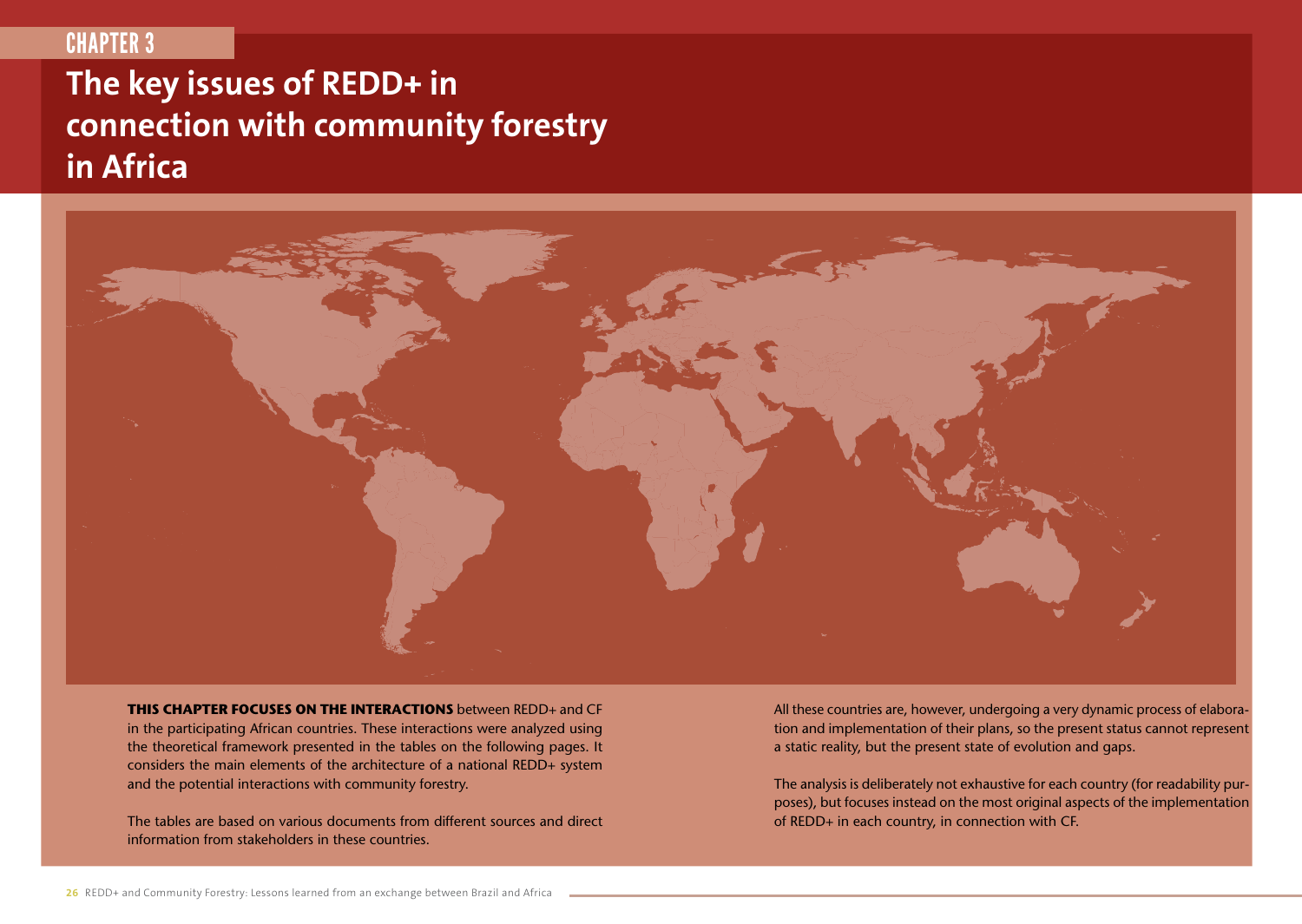CHAPTER 3

# The key issues of REDD+ in connection with community forestry in Africa

**THIS CHAPTER FOCUSES ON THE INTERACTIONS** between REDD+ and CF in the participating African countries. These interactions were analyzed using the theoretical framework presented in the tables on the following pages. It considers the main elements of the architecture of a national REDD+ system and the potential interactions with community forestry.

The tables are based on various documents from different sources and direct information from stakeholders in these countries.

All these countries are, however, undergoing a very dynamic process of elaboration and implementation of their plans, so the present status cannot represent a static reality, but the present state of evolution and gaps.

The analysis is deliberately not exhaustive for each country (for readability purposes), but focuses instead on the most original aspects of the implementation of REDD+ in each country, in connection with CF.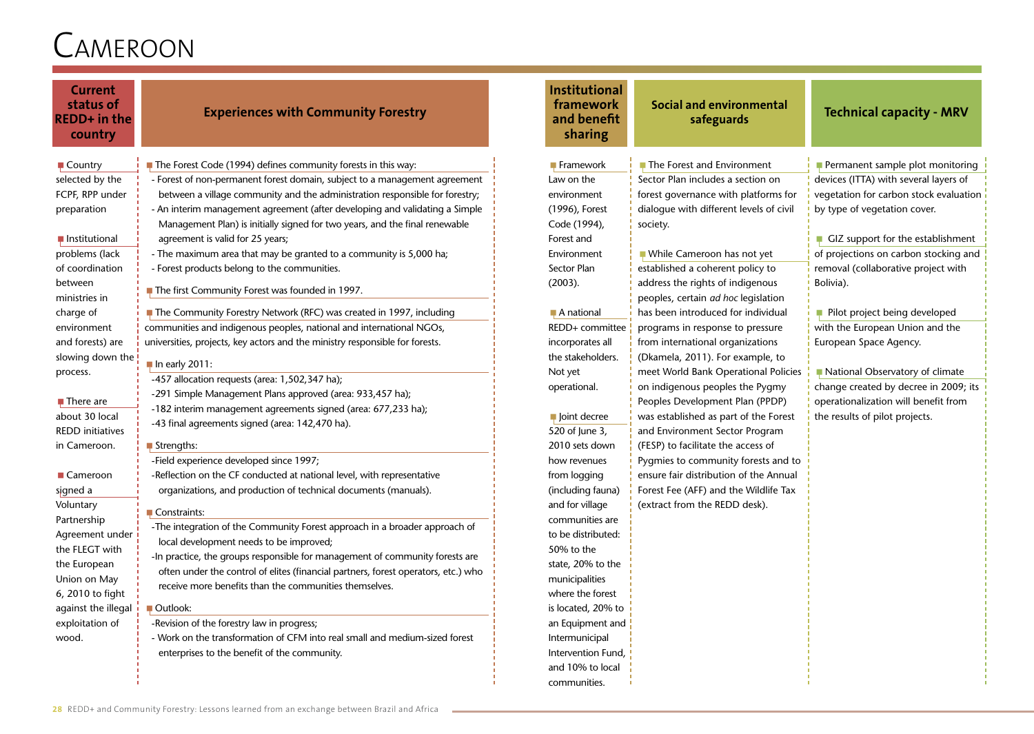# Cameroon

## Current status of REDD+ in the country

- Country selected by the FCPF, RPP under preparation

- Institutional problems (lack of coordination between ministries in charge of environment and forests) are slowing down the process.

- There are about 30 local REDD initiatives in Cameroon.

- Cameroon signed a Voluntary Partnership Agreement under the FLEGT with the European Union on May 6, 2010 to fight against the illegal exploitation of wood.

## Experiences with Community Forestry

- The Forest Code (1994) defines community forests in this way:
  - Forest of non-permanent forest domain, subject to a management agreement between a village community and the administration responsible for forestry;
  - An interim management agreement (after developing and validating a Simple Management Plan) is initially signed for two years, and the final renewable agreement is valid for 25 years;
  - The maximum area that may be granted to a community is 5,000 ha;
  - Forest products belong to the communities.

- The first Community Forest was founded in 1997.

- The Community Forestry Network (RFC) was created in 1997, including communities and indigenous peoples, national and international NGOs, universities, projects, key actors and the ministry responsible for forests.

- In early 2011:
  - 457 allocation requests (area: 1,502,347 ha);
  - 291 Simple Management Plans approved (area: 933,457 ha);
  - 182 interim management agreements signed (area: 677,233 ha);
  - 43 final agreements signed (area: 142,470 ha).

- Strengths:
  - Field experience developed since 1997;
  - Reflection on the CF conducted at national level, with representative organizations, and production of technical documents (manuals).

- Constraints:
  - The integration of the Community Forest approach in a broader approach of local development needs to be improved;
  - In practice, the groups responsible for management of community forests are often under the control of elites (financial partners, forest operators, etc.) who receive more benefits than the communities themselves.

- Outlook:
  - Revision of the forestry law in progress;
  - Work on the transformation of CFM into real small and medium-sized forest enterprises to the benefit of the community.

## Institutional framework and benefit sharing

- Framework Law on the environment (1996), Forest Code (1994), Forest and Environment Sector Plan (2003).

- A national REDD+ committee incorporates all the stakeholders. Not yet operational.

- Joint decree 520 of June 3, 2010 sets down how revenues from logging (including fauna) and for village communities are to be distributed: 50% to the state, 20% to the municipalities where the forest is located, 20% to an Equipment and Intermunicipal Intervention Fund, and 10% to local communities.

## Social and environmental safeguards

- The Forest and Environment Sector Plan includes a section on forest governance with platforms for dialogue with different levels of civil society.

- While Cameroon has not yet established a coherent policy to address the rights of indigenous peoples, certain *ad hoc* legislation has been introduced for individual programs in response to pressure from international organizations (Dkamela, 2011). For example, to meet World Bank Operational Policies on indigenous peoples the Pygmy Peoples Development Plan (PPDP) was established as part of the Forest and Environment Sector Program (FESP) to facilitate the access of Pygmies to community forests and to ensure fair distribution of the Annual Forest Fee (AFF) and the Wildlife Tax (extract from the REDD desk).

## Technical capacity - MRV

- Permanent sample plot monitoring devices (ITTA) with several layers of vegetation for carbon stock evaluation by type of vegetation cover.

- GIZ support for the establishment of projections on carbon stocking and removal (collaborative project with Bolivia).

- Pilot project being developed with the European Union and the European Space Agency.

- National Observatory of climate change created by decree in 2009; its operationalization will benefit from the results of pilot projects.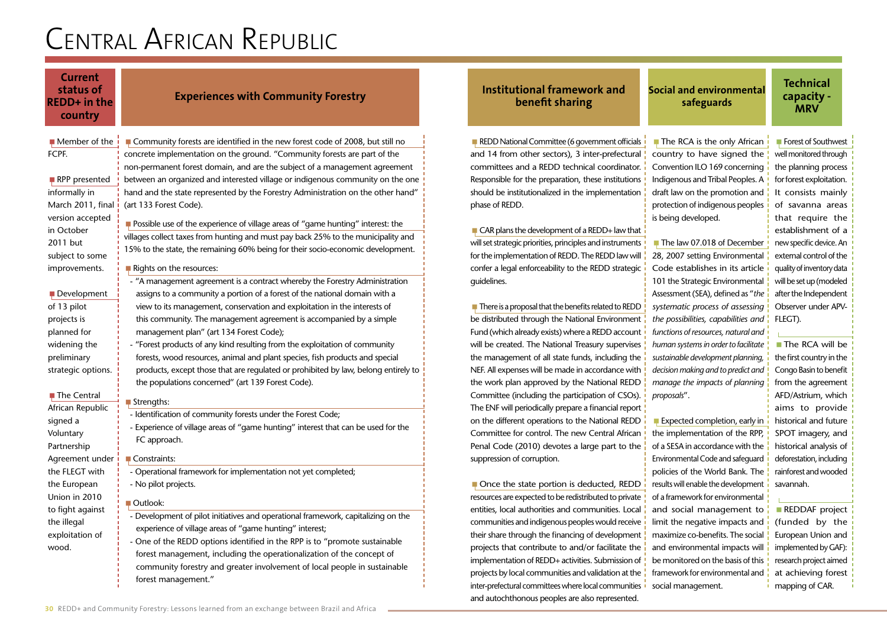# Central African Republic

## Current status of REDD+ in the country

- Member of the FCPF.
- RPP presented informally in March 2011, final version accepted in October 2011 but subject to some improvements.
- Development of 13 pilot projects is planned for widening the preliminary strategic options.
- The Central African Republic signed a Voluntary Partnership Agreement under the FLEGT with the European Union in 2010 to fight against the illegal exploitation of wood.

## Experiences with Community Forestry

- Community forests are identified in the new forest code of 2008, but still no concrete implementation on the ground. "Community forests are part of the non-permanent forest domain, and are the subject of a management agreement between an organized and interested village or indigenous community on the one hand and the state represented by the Forestry Administration on the other hand" (art 133 Forest Code).
- Possible use of the experience of village areas of "game hunting" interest: the villages collect taxes from hunting and must pay back 25% to the municipality and 15% to the state, the remaining 60% being for their socio-economic development.
- Rights on the resources:
  - "A management agreement is a contract whereby the Forestry Administration assigns to a community a portion of a forest of the national domain with a view to its management, conservation and exploitation in the interests of this community. The management agreement is accompanied by a simple management plan" (art 134 Forest Code);
  - "Forest products of any kind resulting from the exploitation of community forests, wood resources, animal and plant species, fish products and special products, except those that are regulated or prohibited by law, belong entirely to the populations concerned" (art 139 Forest Code).
- Strengths:
  - Identification of community forests under the Forest Code;
  - Experience of village areas of "game hunting" interest that can be used for the FC approach.
- Constraints:
  - Operational framework for implementation not yet completed;
  - No pilot projects.
- Outlook:
  - Development of pilot initiatives and operational framework, capitalizing on the experience of village areas of "game hunting" interest;
  - One of the REDD options identified in the RPP is to "promote sustainable forest management, including the operationalization of the concept of community forestry and greater involvement of local people in sustainable forest management."

## Institutional framework and benefit sharing

- REDD National Committee (6 government officials and 14 from other sectors), 3 inter-prefectural committees and a REDD technical coordinator. Responsible for the preparation, these institutions should be institutionalized in the implementation phase of REDD.
- CAR plans the development of a REDD+ law that will set strategic priorities, principles and instruments for the implementation of REDD. The REDD law will confer a legal enforceability to the REDD strategic guidelines.
- There is a proposal that the benefits related to REDD be distributed through the National Environment Fund (which already exists) where a REDD account will be created. The National Treasury supervises the management of all state funds, including the NEF. All expenses will be made in accordance with the work plan approved by the National REDD Committee (including the participation of CSOs). The ENF will periodically prepare a financial report on the different operations to the National REDD Committee for control. The new Central African Penal Code (2010) devotes a large part to the suppression of corruption.
- Once the state portion is deducted, REDD resources are expected to be redistributed to private entities, local authorities and communities. Local communities and indigenous peoples would receive their share through the financing of development projects that contribute to and/or facilitate the implementation of REDD+ activities. Submission of projects by local communities and validation at the inter-prefectural committees where local communities and autochthonous peoples are also represented.

## Social and environmental safeguards

- The RCA is the only African country to have signed the Convention ILO 169 concerning Indigenous and Tribal Peoples. A draft law on the promotion and protection of indigenous peoples is being developed.
- The law 07.018 of December 28, 2007 setting Environmental Code establishes in its article 101 the Strategic Environmental Assessment (SEA), defined as "*the systematic process of assessing the possibilities, capabilities and functions of resources, natural and human systems in order to facilitate sustainable development planning, decision making and to predict and manage the impacts of planning proposals*".
- Expected completion, early in the implementation of the RPP, of a SESA in accordance with the Environmental Code and safeguard policies of the World Bank. The results will enable the development of a framework for environmental and social management to limit the negative impacts and maximize co-benefits. The social and environmental impacts will be monitored on the basis of this framework for environmental and social management.

## Technical capacity - MRV

- Forest of Southwest well monitored through the planning process for forest exploitation. It consists mainly of savanna areas that require the establishment of a new specific device. An external control of the quality of inventory data will be set up (modeled after the Independent Observer under APV-FLEGT).
- The RCA will be the first country in the Congo Basin to benefit from the agreement AFD/Astrium, which aims to provide historical and future SPOT imagery, and historical analysis of deforestation, including rainforest and wooded savannah.
- REDDAF project (funded by the European Union and implemented by GAF): research project aimed at achieving forest mapping of CAR.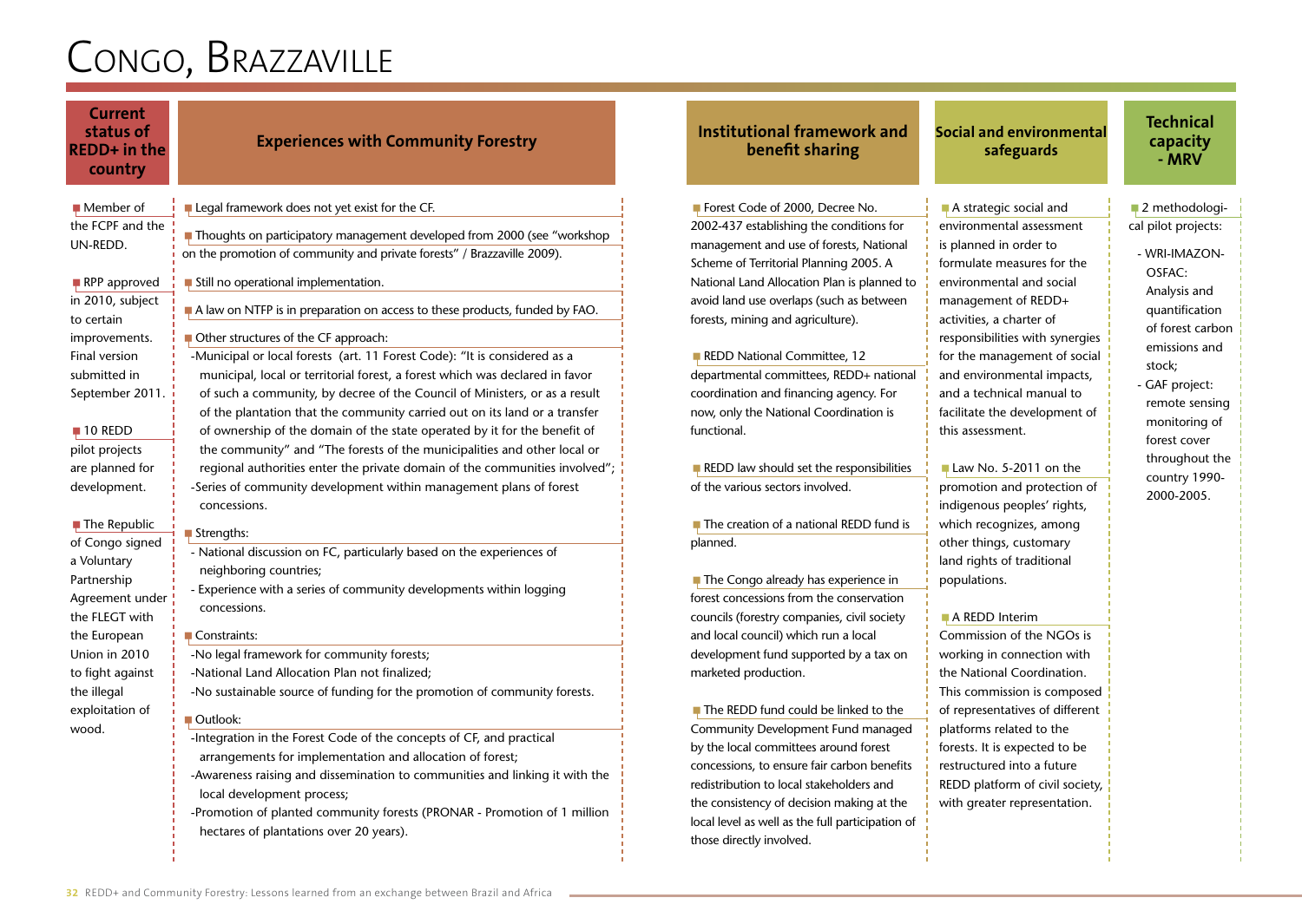# CONGO, BRAZZAVILLE

## Current status of REDD+ in the country

- Member of the FCPF and the UN-REDD.
- RPP approved in 2010, subject to certain improvements. Final version submitted in September 2011.
- 10 REDD pilot projects are planned for development.
- The Republic of Congo signed a Voluntary Partnership Agreement under the FLEGT with the European Union in 2010 to fight against the illegal exploitation of wood.

## Experiences with Community Forestry

- Legal framework does not yet exist for the CF.
- Thoughts on participatory management developed from 2000 (see "workshop on the promotion of community and private forests" / Brazzaville 2009).
- Still no operational implementation.
- A law on NTFP is in preparation on access to these products, funded by FAO.
- Other structures of the CF approach:
  - Municipal or local forests (art. 11 Forest Code): "It is considered as a municipal, local or territorial forest, a forest which was declared in favor of such a community, by decree of the Council of Ministers, or as a result of the plantation that the community carried out on its land or a transfer of ownership of the domain of the state operated by it for the benefit of the community" and "The forests of the municipalities and other local or regional authorities enter the private domain of the communities involved";
  - Series of community development within management plans of forest concessions.
- Strengths:
  - National discussion on FC, particularly based on the experiences of neighboring countries;
  - Experience with a series of community developments within logging concessions.
- Constraints:
  - No legal framework for community forests;
  - National Land Allocation Plan not finalized;
  - No sustainable source of funding for the promotion of community forests.
- Outlook:
  - Integration in the Forest Code of the concepts of CF, and practical arrangements for implementation and allocation of forest;
  - Awareness raising and dissemination to communities and linking it with the local development process;
  - Promotion of planted community forests (PRONAR - Promotion of 1 million hectares of plantations over 20 years).

## Institutional framework and benefit sharing

- Forest Code of 2000, Decree No. 2002-437 establishing the conditions for management and use of forests, National Scheme of Territorial Planning 2005. A National Land Allocation Plan is planned to avoid land use overlaps (such as between forests, mining and agriculture).
- REDD National Committee, 12 departmental committees, REDD+ national coordination and financing agency. For now, only the National Coordination is functional.
- REDD law should set the responsibilities of the various sectors involved.
- The creation of a national REDD fund is planned.
- The Congo already has experience in forest concessions from the conservation councils (forestry companies, civil society and local council) which run a local development fund supported by a tax on marketed production.
- The REDD fund could be linked to the Community Development Fund managed by the local committees around forest concessions, to ensure fair carbon benefits redistribution to local stakeholders and the consistency of decision making at the local level as well as the full participation of those directly involved.

## Social and environmental safeguards

- A strategic social and environmental assessment is planned in order to formulate measures for the environmental and social management of REDD+ activities, a charter of responsibilities with synergies for the management of social and environmental impacts, and a technical manual to facilitate the development of this assessment.
- Law No. 5-2011 on the promotion and protection of indigenous peoples' rights, which recognizes, among other things, customary land rights of traditional populations.
- A REDD Interim Commission of the NGOs is working in connection with the National Coordination. This commission is composed of representatives of different platforms related to the forests. It is expected to be restructured into a future REDD platform of civil society, with greater representation.

## Technical capacity - MRV

- 2 methodological pilot projects:
  - WRI-IMAZON-OSFAC: Analysis and quantification of forest carbon emissions and stock;
  - GAF project: remote sensing monitoring of forest cover throughout the country 1990-2000-2005.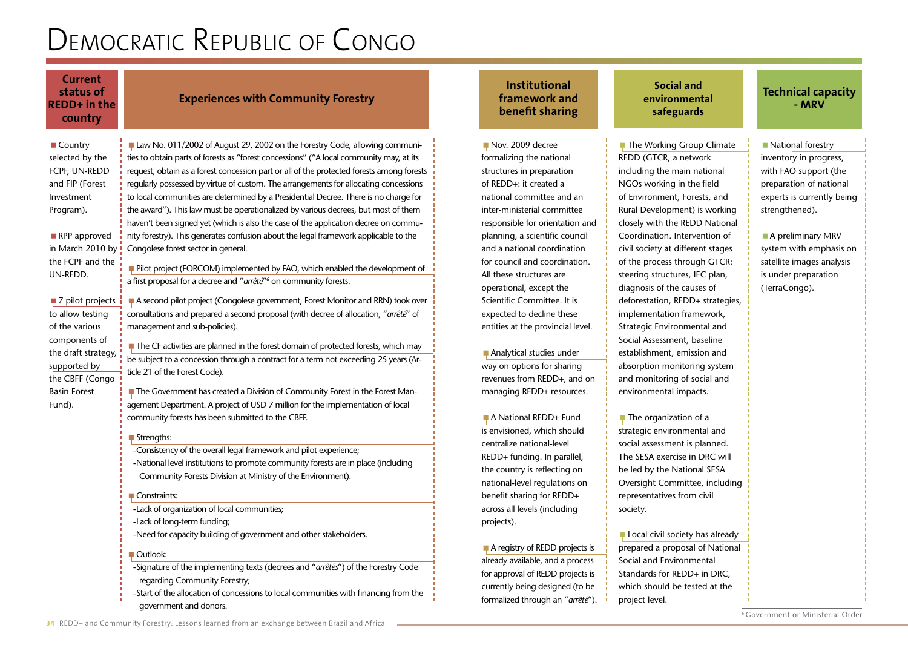# Democratic Republic of Congo

## Current status of REDD+ in the country

- Country selected by the FCPF, UN-REDD and FIP (Forest Investment Program).
- RPP approved in March 2010 by the FCPF and the UN-REDD.
- 7 pilot projects to allow testing of the various components of the draft strategy, supported by the CBFF (Congo Basin Forest Fund).

## Experiences with Community Forestry

- Law No. 011/2002 of August 29, 2002 on the Forestry Code, allowing communities to obtain parts of forests as "forest concessions" ("A local community may, at its request, obtain as a forest concession part or all of the protected forests among forests regularly possessed by virtue of custom. The arrangements for allocating concessions to local communities are determined by a Presidential Decree. There is no charge for the award"). This law must be operationalized by various decrees, but most of them haven't been signed yet (which is also the case of the application decree on community forestry). This generates confusion about the legal framework applicable to the Congolese forest sector in general.
- Pilot project (FORCOM) implemented by FAO, which enabled the development of a first proposal for a decree and "*arrêté*"[6] on community forests.
- A second pilot project (Congolese government, Forest Monitor and RRN) took over consultations and prepared a second proposal (with decree of allocation, "*arrêté*" of management and sub-policies).
- The CF activities are planned in the forest domain of protected forests, which may be subject to a concession through a contract for a term not exceeding 25 years (Article 21 of the Forest Code).
- The Government has created a Division of Community Forest in the Forest Management Department. A project of USD 7 million for the implementation of local community forests has been submitted to the CBFF.
- Strengths:
  - Consistency of the overall legal framework and pilot experience;
  - National level institutions to promote community forests are in place (including Community Forests Division at Ministry of the Environment).
- Constraints:
  - Lack of organization of local communities;
  - Lack of long-term funding;
  - Need for capacity building of government and other stakeholders.
- Outlook:
  - Signature of the implementing texts (decrees and "*arrêtés*") of the Forestry Code regarding Community Forestry;
  - Start of the allocation of concessions to local communities with financing from the government and donors.

## Institutional framework and benefit sharing

- Nov. 2009 decree formalizing the national structures in preparation of REDD+: it created a national committee and an inter-ministerial committee responsible for orientation and planning, a scientific council and a national coordination for council and coordination. All these structures are operational, except the Scientific Committee. It is expected to decline these entities at the provincial level.
- Analytical studies under way on options for sharing revenues from REDD+, and on managing REDD+ resources.
- A National REDD+ Fund is envisioned, which should centralize national-level REDD+ funding. In parallel, the country is reflecting on national-level regulations on benefit sharing for REDD+ across all levels (including projects).
- A registry of REDD projects is already available, and a process for approval of REDD projects is currently being designed (to be formalized through an "*arrêté*").

## Social and environmental safeguards

- The Working Group Climate REDD (GTCR, a network including the main national NGOs working in the field of Environment, Forests, and Rural Development) is working closely with the REDD National Coordination. Intervention of civil society at different stages of the process through GTCR: steering structures, IEC plan, diagnosis of the causes of deforestation, REDD+ strategies, implementation framework, Strategic Environmental and Social Assessment, baseline establishment, emission and absorption monitoring system and monitoring of social and environmental impacts.
- The organization of a strategic environmental and social assessment is planned. The SESA exercise in DRC will be led by the National SESA Oversight Committee, including representatives from civil society.
- Local civil society has already prepared a proposal of National Social and Environmental Standards for REDD+ in DRC, which should be tested at the project level.

## Technical capacity - MRV

- National forestry inventory in progress, with FAO support (the preparation of national experts is currently being strengthened).
- A preliminary MRV system with emphasis on satellite images analysis is under preparation (TerraCongo).

[6] Government or Ministerial Order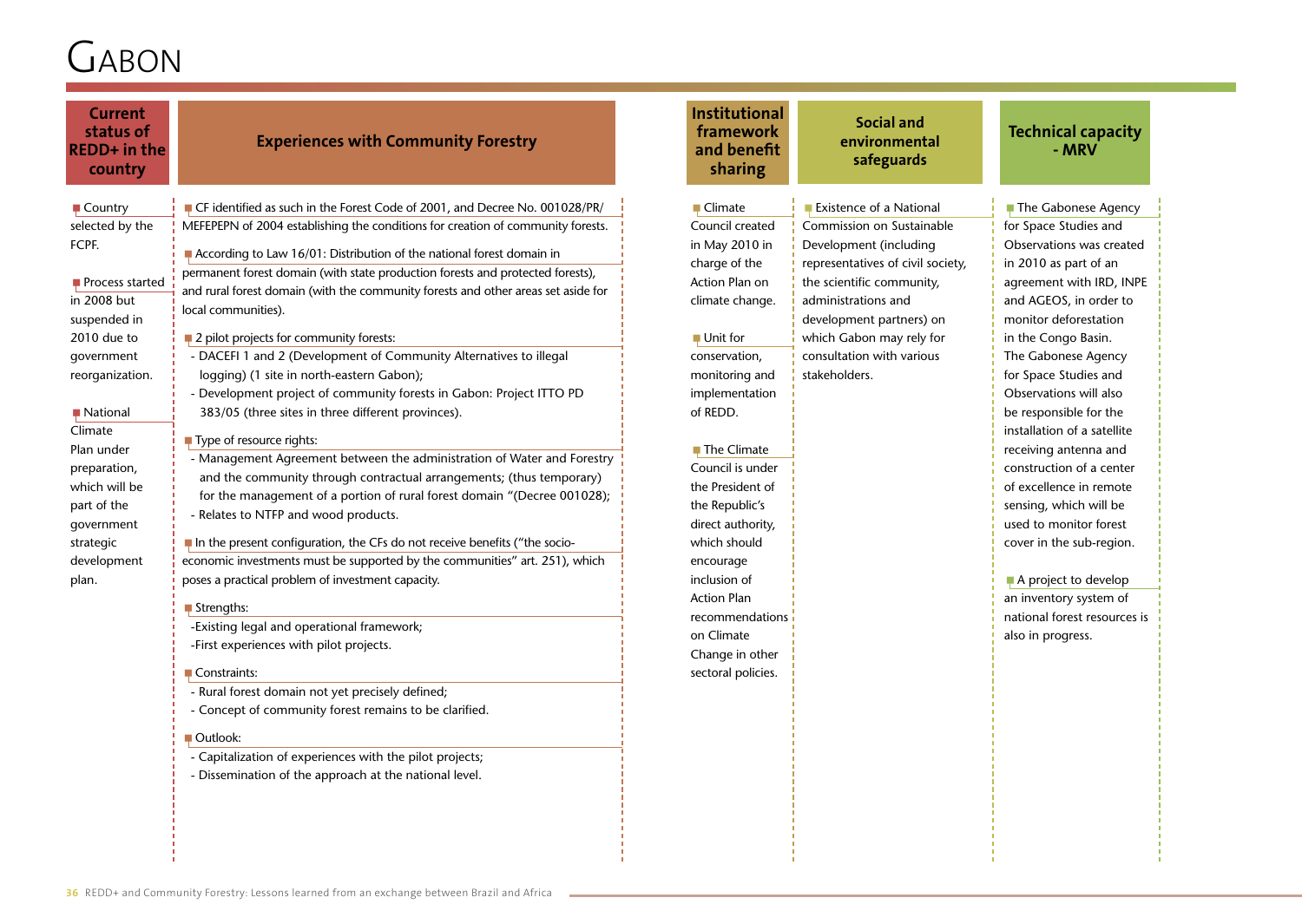# Gabon

## Current status of REDD+ in the country

- Country selected by the FCPF.
- Process started in 2008 but suspended in 2010 due to government reorganization.
- National Climate Plan under preparation, which will be part of the government strategic development plan.

## Experiences with Community Forestry

- CF identified as such in the Forest Code of 2001, and Decree No. 001028/PR/MEFEPEPN of 2004 establishing the conditions for creation of community forests.
- According to Law 16/01: Distribution of the national forest domain in permanent forest domain (with state production forests and protected forests), and rural forest domain (with the community forests and other areas set aside for local communities).
- 2 pilot projects for community forests:
  - DACEFI 1 and 2 (Development of Community Alternatives to illegal logging) (1 site in north-eastern Gabon);
  - Development project of community forests in Gabon: Project ITTO PD 383/05 (three sites in three different provinces).
- Type of resource rights:
  - Management Agreement between the administration of Water and Forestry and the community through contractual arrangements; (thus temporary) for the management of a portion of rural forest domain "(Decree 001028);
  - Relates to NTFP and wood products.
- In the present configuration, the CFs do not receive benefits ("the socio-economic investments must be supported by the communities" art. 251), which poses a practical problem of investment capacity.
- Strengths:
  - Existing legal and operational framework;
  - First experiences with pilot projects.
- Constraints:
  - Rural forest domain not yet precisely defined;
  - Concept of community forest remains to be clarified.
- Outlook:
  - Capitalization of experiences with the pilot projects;
  - Dissemination of the approach at the national level.

## Institutional framework and benefit sharing

- Climate Council created in May 2010 in charge of the Action Plan on climate change.
- Unit for conservation, monitoring and implementation of REDD.
- The Climate Council is under the President of the Republic's direct authority, which should encourage inclusion of Action Plan recommendations on Climate Change in other sectoral policies.

## Social and environmental safeguards

- Existence of a National Commission on Sustainable Development (including representatives of civil society, the scientific community, administrations and development partners) on which Gabon may rely for consultation with various stakeholders.

## Technical capacity - MRV

- The Gabonese Agency for Space Studies and Observations was created in 2010 as part of an agreement with IRD, INPE and AGEOS, in order to monitor deforestation in the Congo Basin. The Gabonese Agency for Space Studies and Observations will also be responsible for the installation of a satellite receiving antenna and construction of a center of excellence in remote sensing, which will be used to monitor forest cover in the sub-region.
- A project to develop an inventory system of national forest resources is also in progress.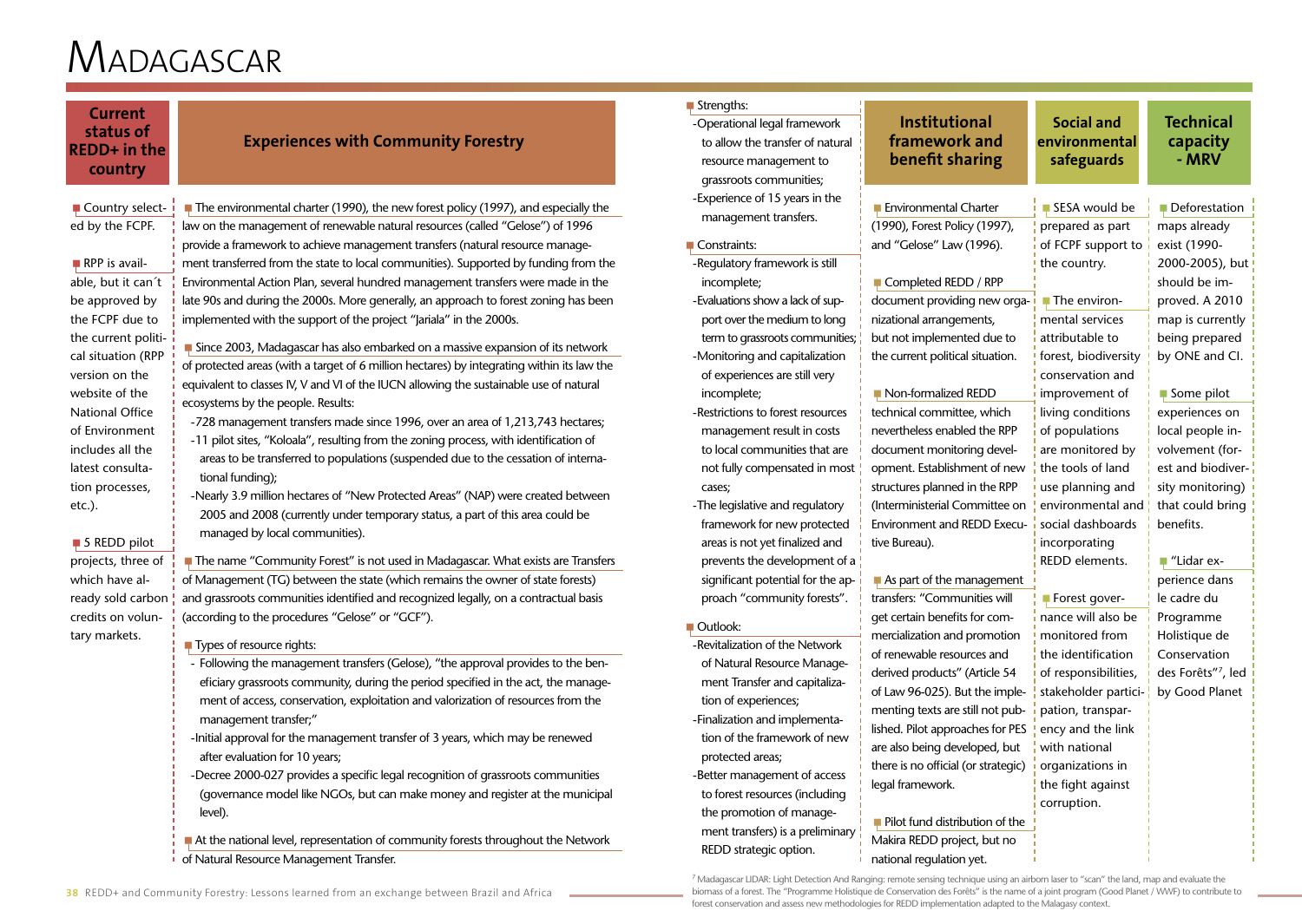# Madagascar

## Current status of REDD+ in the country

Country selected by the FCPF.

RPP is available, but it can´t be approved by the FCPF due to the current political situation (RPP version on the website of the National Office of Environment includes all the latest consultation processes, etc.).

5 REDD pilot projects, three of which have already sold carbon credits on voluntary markets.

## Experiences with Community Forestry

The environmental charter (1990), the new forest policy (1997), and especially the law on the management of renewable natural resources (called "Gelose") of 1996 provide a framework to achieve management transfers (natural resource management transferred from the state to local communities). Supported by funding from the Environmental Action Plan, several hundred management transfers were made in the late 90s and during the 2000s. More generally, an approach to forest zoning has been implemented with the support of the project "Jariala" in the 2000s.

Since 2003, Madagascar has also embarked on a massive expansion of its network of protected areas (with a target of 6 million hectares) by integrating within its law the equivalent to classes IV, V and VI of the IUCN allowing the sustainable use of natural ecosystems by the people. Results:

- 728 management transfers made since 1996, over an area of 1,213,743 hectares;
- 11 pilot sites, "Koloala", resulting from the zoning process, with identification of areas to be transferred to populations (suspended due to the cessation of international funding);
- Nearly 3.9 million hectares of "New Protected Areas" (NAP) were created between 2005 and 2008 (currently under temporary status, a part of this area could be managed by local communities).

The name "Community Forest" is not used in Madagascar. What exists are Transfers of Management (TG) between the state (which remains the owner of state forests) and grassroots communities identified and recognized legally, on a contractual basis (according to the procedures "Gelose" or "GCF").

Types of resource rights:

- Following the management transfers (Gelose), "the approval provides to the beneficiary grassroots community, during the period specified in the act, the management of access, conservation, exploitation and valorization of resources from the management transfer;"
- Initial approval for the management transfer of 3 years, which may be renewed after evaluation for 10 years;
- Decree 2000-027 provides a specific legal recognition of grassroots communities (governance model like NGOs, but can make money and register at the municipal level).

At the national level, representation of community forests throughout the Network of Natural Resource Management Transfer.

Strengths:

- Operational legal framework to allow the transfer of natural resource management to grassroots communities;
- Experience of 15 years in the management transfers.

Constraints:

- Regulatory framework is still incomplete;
- Evaluations show a lack of support over the medium to long term to grassroots communities;
- Monitoring and capitalization of experiences are still very incomplete;
- Restrictions to forest resources management result in costs to local communities that are not fully compensated in most cases;
- The legislative and regulatory framework for new protected areas is not yet finalized and prevents the development of a significant potential for the approach "community forests".

Outlook:

- Revitalization of the Network of Natural Resource Management Transfer and capitalization of experiences;
- Finalization and implementation of the framework of new protected areas;
- Better management of access to forest resources (including the promotion of management transfers) is a preliminary REDD strategic option.

## Institutional framework and benefit sharing

Environmental Charter (1990), Forest Policy (1997), and "Gelose" Law (1996).

Completed REDD / RPP document providing new organizational arrangements, but not implemented due to the current political situation.

Non-formalized REDD technical committee, which nevertheless enabled the RPP document monitoring development. Establishment of new structures planned in the RPP (Interministerial Committee on Environment and REDD Executive Bureau).

As part of the management transfers: "Communities will get certain benefits for commercialization and promotion of renewable resources and derived products" (Article 54 of Law 96-025). But the implementing texts are still not published. Pilot approaches for PES are also being developed, but there is no official (or strategic) legal framework.

Pilot fund distribution of the Makira REDD project, but no national regulation yet.

## Social and environmental safeguards

SESA would be prepared as part of FCPF support to the country.

The environmental services attributable to forest, biodiversity conservation and improvement of living conditions of populations are monitored by the tools of land use planning and environmental and social dashboards incorporating REDD elements.

Forest governance will also be monitored from the identification of responsibilities, stakeholder participation, transparency and the link with national organizations in the fight against corruption.

## Technical capacity - MRV

Deforestation maps already exist (1990-2000-2005), but should be improved. A 2010 map is currently being prepared by ONE and CI.

Some pilot experiences on local people involvement (forest and biodiversity monitoring) that could bring benefits.

"Lidar experience dans le cadre du Programme Holistique de Conservation des Forêts"[7], led by Good Planet

[7] Madagascar LIDAR: Light Detection And Ranging: remote sensing technique using an airborn laser to "scan" the land, map and evaluate the biomass of a forest. The "Programme Holistique de Conservation des Forêts" is the name of a joint program (Good Planet / WWF) to contribute to forest conservation and assess new methodologies for REDD implementation adapted to the Malagasy context.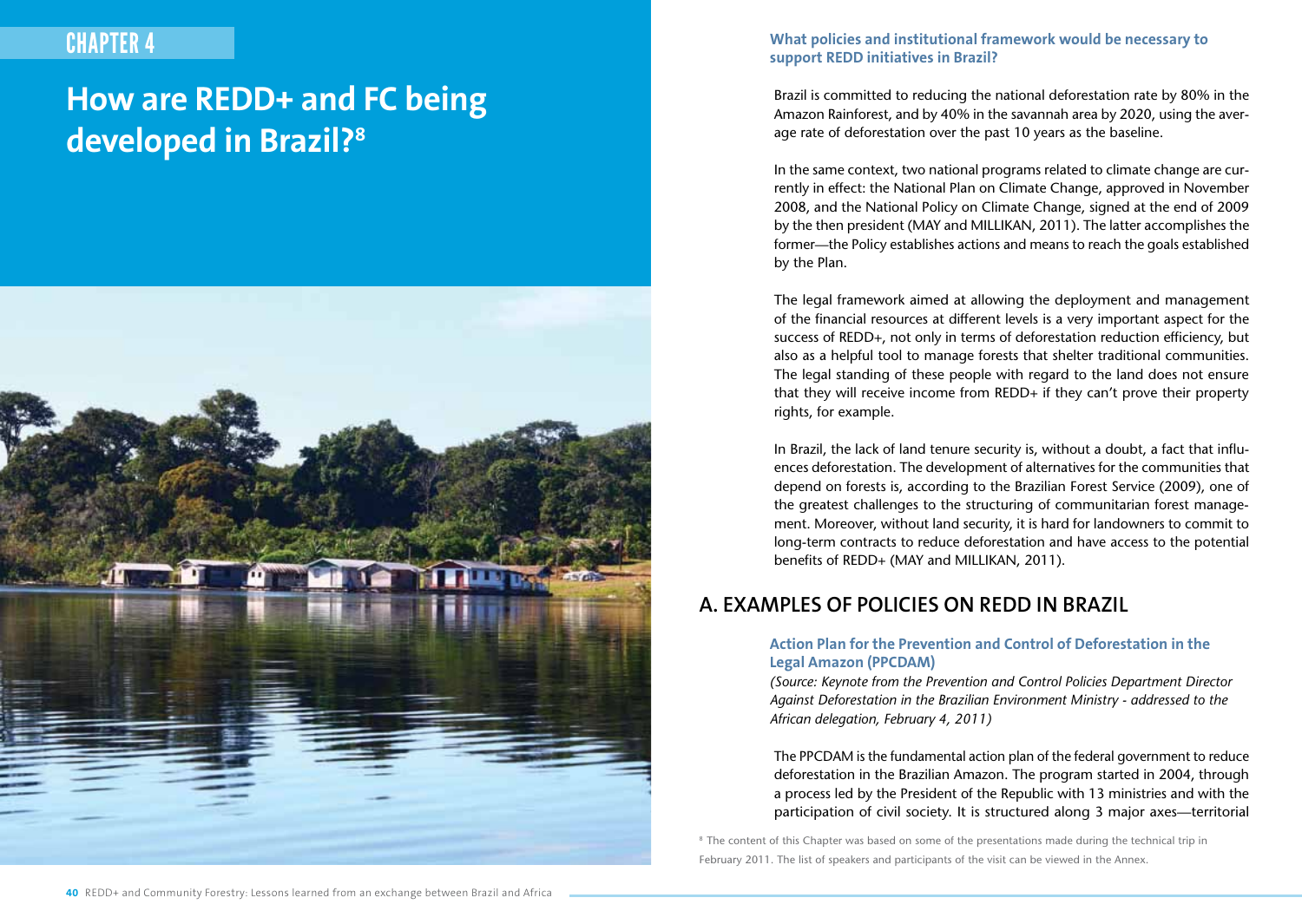CHAPTER 4

# How are REDD+ and FC being developed in Brazil?[8]

### What policies and institutional framework would be necessary to support REDD initiatives in Brazil?

Brazil is committed to reducing the national deforestation rate by 80% in the Amazon Rainforest, and by 40% in the savannah area by 2020, using the average rate of deforestation over the past 10 years as the baseline.

In the same context, two national programs related to climate change are currently in effect: the National Plan on Climate Change, approved in November 2008, and the National Policy on Climate Change, signed at the end of 2009 by the then president (MAY and MILLIKAN, 2011). The latter accomplishes the former—the Policy establishes actions and means to reach the goals established by the Plan.

The legal framework aimed at allowing the deployment and management of the financial resources at different levels is a very important aspect for the success of REDD+, not only in terms of deforestation reduction efficiency, but also as a helpful tool to manage forests that shelter traditional communities. The legal standing of these people with regard to the land does not ensure that they will receive income from REDD+ if they can't prove their property rights, for example.

In Brazil, the lack of land tenure security is, without a doubt, a fact that influences deforestation. The development of alternatives for the communities that depend on forests is, according to the Brazilian Forest Service (2009), one of the greatest challenges to the structuring of communitarian forest management. Moreover, without land security, it is hard for landowners to commit to long-term contracts to reduce deforestation and have access to the potential benefits of REDD+ (MAY and MILLIKAN, 2011).

## A. EXAMPLES OF POLICIES ON REDD IN BRAZIL

### Action Plan for the Prevention and Control of Deforestation in the Legal Amazon (PPCDAM)

*(Source: Keynote from the Prevention and Control Policies Department Director Against Deforestation in the Brazilian Environment Ministry - addressed to the African delegation, February 4, 2011)*

The PPCDAM is the fundamental action plan of the federal government to reduce deforestation in the Brazilian Amazon. The program started in 2004, through a process led by the President of the Republic with 13 ministries and with the participation of civil society. It is structured along 3 major axes—territorial

[8] The content of this Chapter was based on some of the presentations made during the technical trip in February 2011. The list of speakers and participants of the visit can be viewed in the Annex.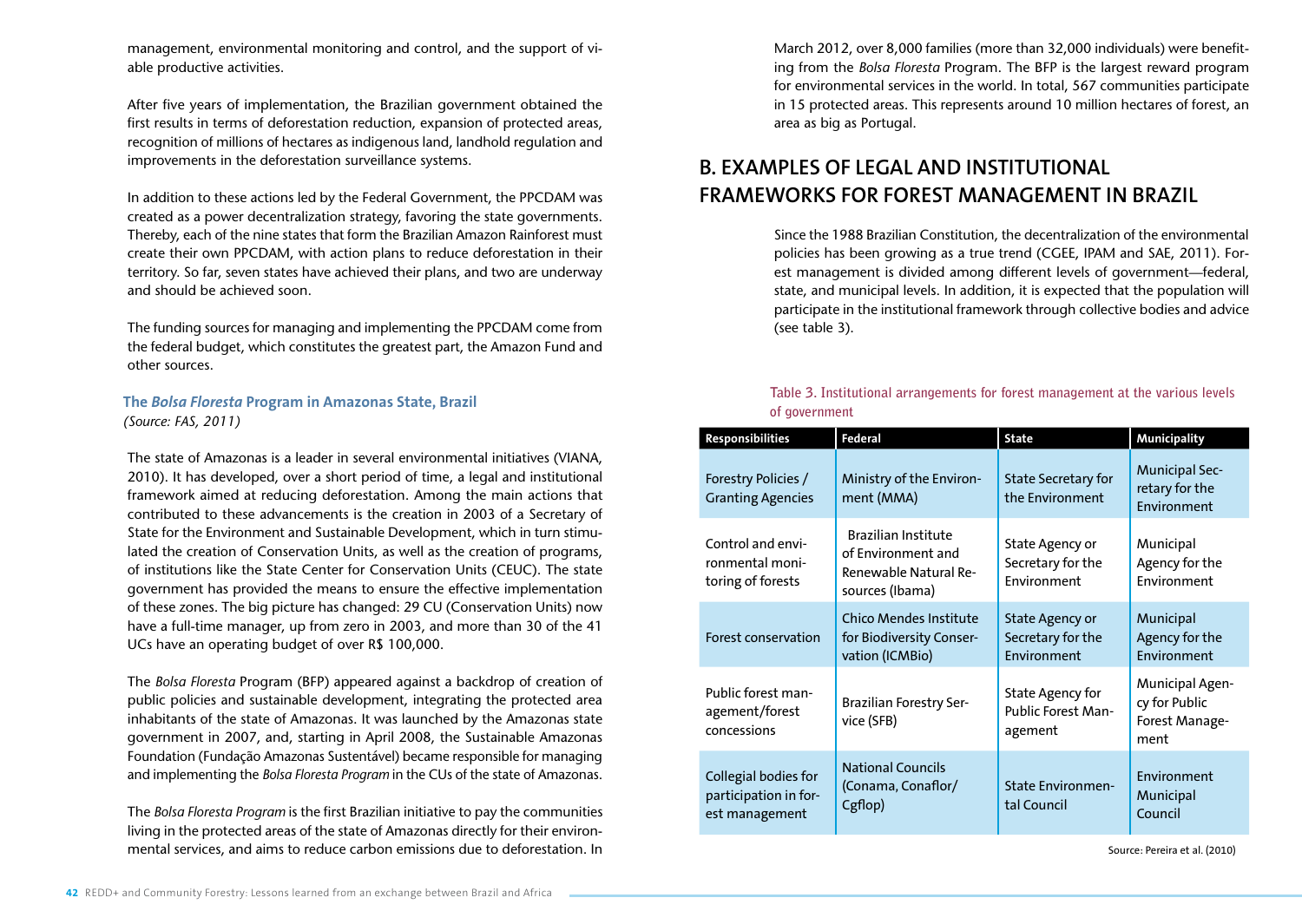management, environmental monitoring and control, and the support of viable productive activities.

After five years of implementation, the Brazilian government obtained the first results in terms of deforestation reduction, expansion of protected areas, recognition of millions of hectares as indigenous land, landhold regulation and improvements in the deforestation surveillance systems.

In addition to these actions led by the Federal Government, the PPCDAM was created as a power decentralization strategy, favoring the state governments. Thereby, each of the nine states that form the Brazilian Amazon Rainforest must create their own PPCDAM, with action plans to reduce deforestation in their territory. So far, seven states have achieved their plans, and two are underway and should be achieved soon.

The funding sources for managing and implementing the PPCDAM come from the federal budget, which constitutes the greatest part, the Amazon Fund and other sources.

### The *Bolsa Floresta* Program in Amazonas State, Brazil

*(Source: FAS, 2011)*

The state of Amazonas is a leader in several environmental initiatives (VIANA, 2010). It has developed, over a short period of time, a legal and institutional framework aimed at reducing deforestation. Among the main actions that contributed to these advancements is the creation in 2003 of a Secretary of State for the Environment and Sustainable Development, which in turn stimulated the creation of Conservation Units, as well as the creation of programs, of institutions like the State Center for Conservation Units (CEUC). The state government has provided the means to ensure the effective implementation of these zones. The big picture has changed: 29 CU (Conservation Units) now have a full-time manager, up from zero in 2003, and more than 30 of the 41 UCs have an operating budget of over R$ 100,000.

The *Bolsa Floresta* Program (BFP) appeared against a backdrop of creation of public policies and sustainable development, integrating the protected area inhabitants of the state of Amazonas. It was launched by the Amazonas state government in 2007, and, starting in April 2008, the Sustainable Amazonas Foundation (Fundação Amazonas Sustentável) became responsible for managing and implementing the *Bolsa Floresta Program* in the CUs of the state of Amazonas.

The *Bolsa Floresta Program* is the first Brazilian initiative to pay the communities living in the protected areas of the state of Amazonas directly for their environmental services, and aims to reduce carbon emissions due to deforestation. In March 2012, over 8,000 families (more than 32,000 individuals) were benefiting from the *Bolsa Floresta* Program. The BFP is the largest reward program for environmental services in the world. In total, 567 communities participate in 15 protected areas. This represents around 10 million hectares of forest, an area as big as Portugal.

## B. EXAMPLES OF LEGAL AND INSTITUTIONAL FRAMEWORKS FOR FOREST MANAGEMENT IN BRAZIL

Since the 1988 Brazilian Constitution, the decentralization of the environmental policies has been growing as a true trend (CGEE, IPAM and SAE, 2011). Forest management is divided among different levels of government—federal, state, and municipal levels. In addition, it is expected that the population will participate in the institutional framework through collective bodies and advice (see table 3).

**Table 3. Institutional arrangements for forest management at the various levels of government**

| Responsibilities | Federal | State | Municipality |
|---|---|---|---|
| Forestry Policies / Granting Agencies | Ministry of the Environment (MMA) | State Secretary for the Environment | Municipal Secretary for the Environment |
| Control and environmental monitoring of forests | Brazilian Institute of Environment and Renewable Natural Resources (Ibama) | State Agency or Secretary for the Environment | Municipal Agency for the Environment |
| Forest conservation | Chico Mendes Institute for Biodiversity Conservation (ICMBio) | State Agency or Secretary for the Environment | Municipal Agency for the Environment |
| Public forest management/forest concessions | Brazilian Forestry Service (SFB) | State Agency for Public Forest Management | Municipal Agency for Public Forest Management |
| Collegial bodies for participation in forest management | National Councils (Conama, Conaflor/Cgflop) | State Environmental Council | Environment Municipal Council |

Source: Pereira et al. (2010)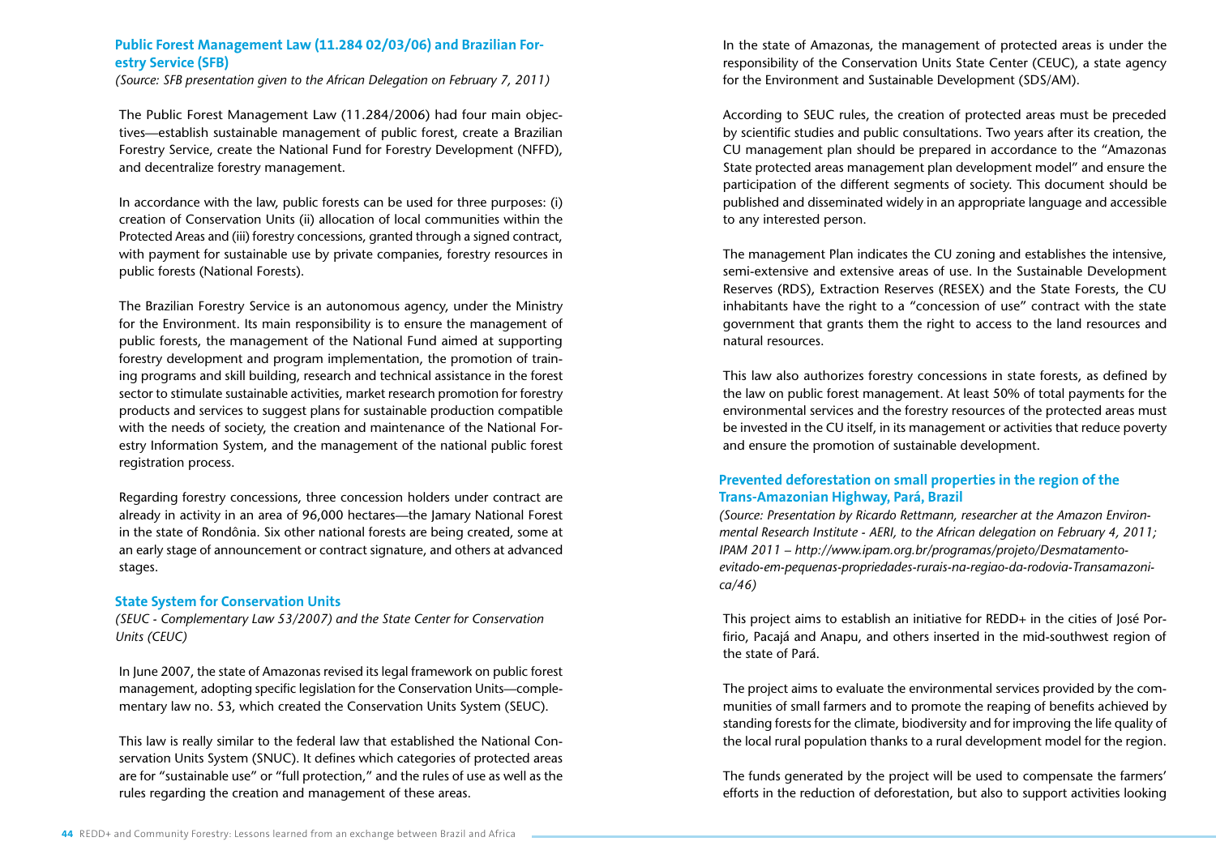### Public Forest Management Law (11.284 02/03/06) and Brazilian Forestry Service (SFB)

*(Source: SFB presentation given to the African Delegation on February 7, 2011)*

The Public Forest Management Law (11.284/2006) had four main objectives—establish sustainable management of public forest, create a Brazilian Forestry Service, create the National Fund for Forestry Development (NFFD), and decentralize forestry management.

In accordance with the law, public forests can be used for three purposes: (i) creation of Conservation Units (ii) allocation of local communities within the Protected Areas and (iii) forestry concessions, granted through a signed contract, with payment for sustainable use by private companies, forestry resources in public forests (National Forests).

The Brazilian Forestry Service is an autonomous agency, under the Ministry for the Environment. Its main responsibility is to ensure the management of public forests, the management of the National Fund aimed at supporting forestry development and program implementation, the promotion of training programs and skill building, research and technical assistance in the forest sector to stimulate sustainable activities, market research promotion for forestry products and services to suggest plans for sustainable production compatible with the needs of society, the creation and maintenance of the National Forestry Information System, and the management of the national public forest registration process.

Regarding forestry concessions, three concession holders under contract are already in activity in an area of 96,000 hectares—the Jamary National Forest in the state of Rondônia. Six other national forests are being created, some at an early stage of announcement or contract signature, and others at advanced stages.

### State System for Conservation Units

*(SEUC - Complementary Law 53/2007) and the State Center for Conservation Units (CEUC)*

In June 2007, the state of Amazonas revised its legal framework on public forest management, adopting specific legislation for the Conservation Units—complementary law no. 53, which created the Conservation Units System (SEUC).

This law is really similar to the federal law that established the National Conservation Units System (SNUC). It defines which categories of protected areas are for "sustainable use" or "full protection," and the rules of use as well as the rules regarding the creation and management of these areas.

In the state of Amazonas, the management of protected areas is under the responsibility of the Conservation Units State Center (CEUC), a state agency for the Environment and Sustainable Development (SDS/AM).

According to SEUC rules, the creation of protected areas must be preceded by scientific studies and public consultations. Two years after its creation, the CU management plan should be prepared in accordance to the "Amazonas State protected areas management plan development model" and ensure the participation of the different segments of society. This document should be published and disseminated widely in an appropriate language and accessible to any interested person.

The management Plan indicates the CU zoning and establishes the intensive, semi-extensive and extensive areas of use. In the Sustainable Development Reserves (RDS), Extraction Reserves (RESEX) and the State Forests, the CU inhabitants have the right to a "concession of use" contract with the state government that grants them the right to access to the land resources and natural resources.

This law also authorizes forestry concessions in state forests, as defined by the law on public forest management. At least 50% of total payments for the environmental services and the forestry resources of the protected areas must be invested in the CU itself, in its management or activities that reduce poverty and ensure the promotion of sustainable development.

### Prevented deforestation on small properties in the region of the Trans-Amazonian Highway, Pará, Brazil

*(Source: Presentation by Ricardo Rettmann, researcher at the Amazon Environmental Research Institute - AERI, to the African delegation on February 4, 2011; IPAM 2011 – http://www.ipam.org.br/programas/projeto/Desmatamento-evitado-em-pequenas-propriedades-rurais-na-regiao-da-rodovia-Transamazonica/46)*

This project aims to establish an initiative for REDD+ in the cities of José Porfirio, Pacajá and Anapu, and others inserted in the mid-southwest region of the state of Pará.

The project aims to evaluate the environmental services provided by the communities of small farmers and to promote the reaping of benefits achieved by standing forests for the climate, biodiversity and for improving the life quality of the local rural population thanks to a rural development model for the region.

The funds generated by the project will be used to compensate the farmers' efforts in the reduction of deforestation, but also to support activities looking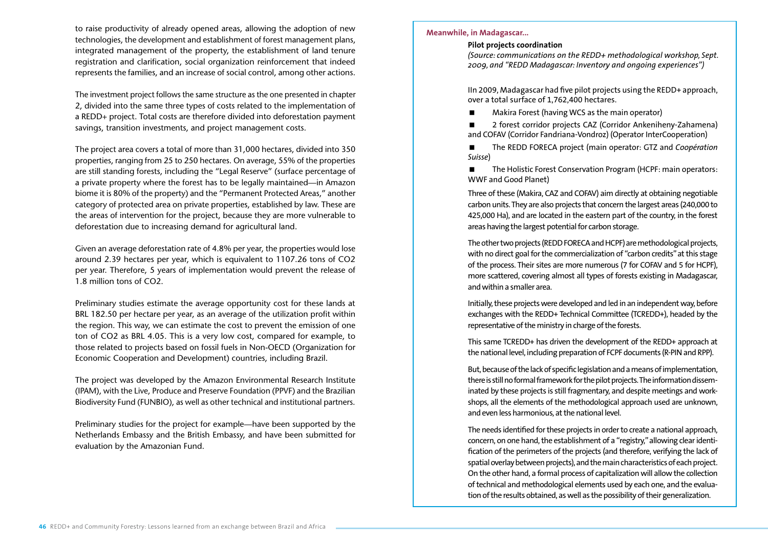to raise productivity of already opened areas, allowing the adoption of new technologies, the development and establishment of forest management plans, integrated management of the property, the establishment of land tenure registration and clarification, social organization reinforcement that indeed represents the families, and an increase of social control, among other actions.

The investment project follows the same structure as the one presented in chapter 2, divided into the same three types of costs related to the implementation of a REDD+ project. Total costs are therefore divided into deforestation payment savings, transition investments, and project management costs.

The project area covers a total of more than 31,000 hectares, divided into 350 properties, ranging from 25 to 250 hectares. On average, 55% of the properties are still standing forests, including the "Legal Reserve" (surface percentage of a private property where the forest has to be legally maintained—in Amazon biome it is 80% of the property) and the "Permanent Protected Areas," another category of protected area on private properties, established by law. These are the areas of intervention for the project, because they are more vulnerable to deforestation due to increasing demand for agricultural land.

Given an average deforestation rate of 4.8% per year, the properties would lose around 2.39 hectares per year, which is equivalent to 1107.26 tons of $CO_2$ per year. Therefore, 5 years of implementation would prevent the release of 1.8 million tons of $CO_2$.

Preliminary studies estimate the average opportunity cost for these lands at BRL 182.50 per hectare per year, as an average of the utilization profit within the region. This way, we can estimate the cost to prevent the emission of one ton of $CO_2$ as BRL 4.05. This is a very low cost, compared for example, to those related to projects based on fossil fuels in Non-OECD (Organization for Economic Cooperation and Development) countries, including Brazil.

The project was developed by the Amazon Environmental Research Institute (IPAM), with the Live, Produce and Preserve Foundation (PPVF) and the Brazilian Biodiversity Fund (FUNBIO), as well as other technical and institutional partners.

Preliminary studies for the project for example—have been supported by the Netherlands Embassy and the British Embassy, and have been submitted for evaluation by the Amazonian Fund.

**Meanwhile, in Madagascar...**

**Pilot projects coordination**

*(Source: communications on the REDD+ methodological workshop, Sept. 2009, and "REDD Madagascar: Inventory and ongoing experiences")*

IIn 2009, Madagascar had five pilot projects using the REDD+ approach, over a total surface of 1,762,400 hectares.

- Makira Forest (having WCS as the main operator)
- 2 forest corridor projects CAZ (Corridor Ankeniheny-Zahamena) and COFAV (Corridor Fandriana-Vondroz) (Operator InterCooperation)
- The REDD FORECA project (main operator: GTZ and *Coopération Suisse*)
- The Holistic Forest Conservation Program (HCPF: main operators: WWF and Good Planet)

Three of these (Makira, CAZ and COFAV) aim directly at obtaining negotiable carbon units. They are also projects that concern the largest areas (240,000 to 425,000 Ha), and are located in the eastern part of the country, in the forest areas having the largest potential for carbon storage.

The other two projects (REDD FORECA and HCPF) are methodological projects, with no direct goal for the commercialization of "carbon credits" at this stage of the process. Their sites are more numerous (7 for COFAV and 5 for HCPF), more scattered, covering almost all types of forests existing in Madagascar, and within a smaller area.

Initially, these projects were developed and led in an independent way, before exchanges with the REDD+ Technical Committee (TCREDD+), headed by the representative of the ministry in charge of the forests.

This same TCREDD+ has driven the development of the REDD+ approach at the national level, including preparation of FCPF documents (R-PIN and RPP).

But, because of the lack of specific legislation and a means of implementation, there is still no formal framework for the pilot projects. The information disseminated by these projects is still fragmentary, and despite meetings and workshops, all the elements of the methodological approach used are unknown, and even less harmonious, at the national level.

The needs identified for these projects in order to create a national approach, concern, on one hand, the establishment of a "registry," allowing clear identification of the perimeters of the projects (and therefore, verifying the lack of spatial overlay between projects), and the main characteristics of each project. On the other hand, a formal process of capitalization will allow the collection of technical and methodological elements used by each one, and the evaluation of the results obtained, as well as the possibility of their generalization.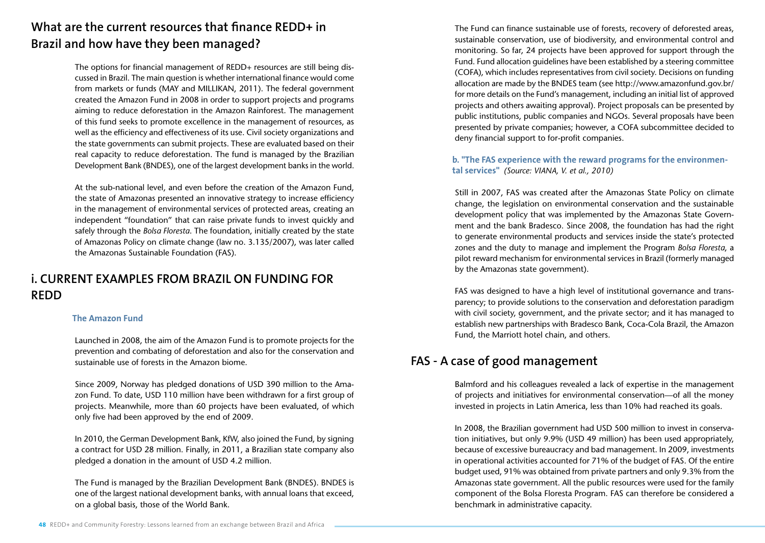## What are the current resources that finance REDD+ in Brazil and how have they been managed?

The options for financial management of REDD+ resources are still being discussed in Brazil. The main question is whether international finance would come from markets or funds (MAY and MILLIKAN, 2011). The federal government created the Amazon Fund in 2008 in order to support projects and programs aiming to reduce deforestation in the Amazon Rainforest. The management of this fund seeks to promote excellence in the management of resources, as well as the efficiency and effectiveness of its use. Civil society organizations and the state governments can submit projects. These are evaluated based on their real capacity to reduce deforestation. The fund is managed by the Brazilian Development Bank (BNDES), one of the largest development banks in the world.

At the sub-national level, and even before the creation of the Amazon Fund, the state of Amazonas presented an innovative strategy to increase efficiency in the management of environmental services of protected areas, creating an independent "foundation" that can raise private funds to invest quickly and safely through the *Bolsa Floresta*. The foundation, initially created by the state of Amazonas Policy on climate change (law no. 3.135/2007), was later called the Amazonas Sustainable Foundation (FAS).

## i. CURRENT EXAMPLES FROM BRAZIL ON FUNDING FOR REDD

### The Amazon Fund

Launched in 2008, the aim of the Amazon Fund is to promote projects for the prevention and combating of deforestation and also for the conservation and sustainable use of forests in the Amazon biome.

Since 2009, Norway has pledged donations of USD 390 million to the Amazon Fund. To date, USD 110 million have been withdrawn for a first group of projects. Meanwhile, more than 60 projects have been evaluated, of which only five had been approved by the end of 2009.

In 2010, the German Development Bank, KfW, also joined the Fund, by signing a contract for USD 28 million. Finally, in 2011, a Brazilian state company also pledged a donation in the amount of USD 4.2 million.

The Fund is managed by the Brazilian Development Bank (BNDES). BNDES is one of the largest national development banks, with annual loans that exceed, on a global basis, those of the World Bank.

The Fund can finance sustainable use of forests, recovery of deforested areas, sustainable conservation, use of biodiversity, and environmental control and monitoring. So far, 24 projects have been approved for support through the Fund. Fund allocation guidelines have been established by a steering committee (COFA), which includes representatives from civil society. Decisions on funding allocation are made by the BNDES team (see http://www.amazonfund.gov.br/ for more details on the Fund's management, including an initial list of approved projects and others awaiting approval). Project proposals can be presented by public institutions, public companies and NGOs. Several proposals have been presented by private companies; however, a COFA subcommittee decided to deny financial support to for-profit companies.

### b. "The FAS experience with the reward programs for the environmental services" *(Source: VIANA, V. et al., 2010)*

Still in 2007, FAS was created after the Amazonas State Policy on climate change, the legislation on environmental conservation and the sustainable development policy that was implemented by the Amazonas State Government and the bank Bradesco. Since 2008, the foundation has had the right to generate environmental products and services inside the state's protected zones and the duty to manage and implement the Program *Bolsa Floresta*, a pilot reward mechanism for environmental services in Brazil (formerly managed by the Amazonas state government).

FAS was designed to have a high level of institutional governance and transparency; to provide solutions to the conservation and deforestation paradigm with civil society, government, and the private sector; and it has managed to establish new partnerships with Bradesco Bank, Coca-Cola Brazil, the Amazon Fund, the Marriott hotel chain, and others.

## FAS - A case of good management

Balmford and his colleagues revealed a lack of expertise in the management of projects and initiatives for environmental conservation—of all the money invested in projects in Latin America, less than 10% had reached its goals.

In 2008, the Brazilian government had USD 500 million to invest in conservation initiatives, but only 9.9% (USD 49 million) has been used appropriately, because of excessive bureaucracy and bad management. In 2009, investments in operational activities accounted for 71% of the budget of FAS. Of the entire budget used, 91% was obtained from private partners and only 9.3% from the Amazonas state government. All the public resources were used for the family component of the Bolsa Floresta Program. FAS can therefore be considered a benchmark in administrative capacity.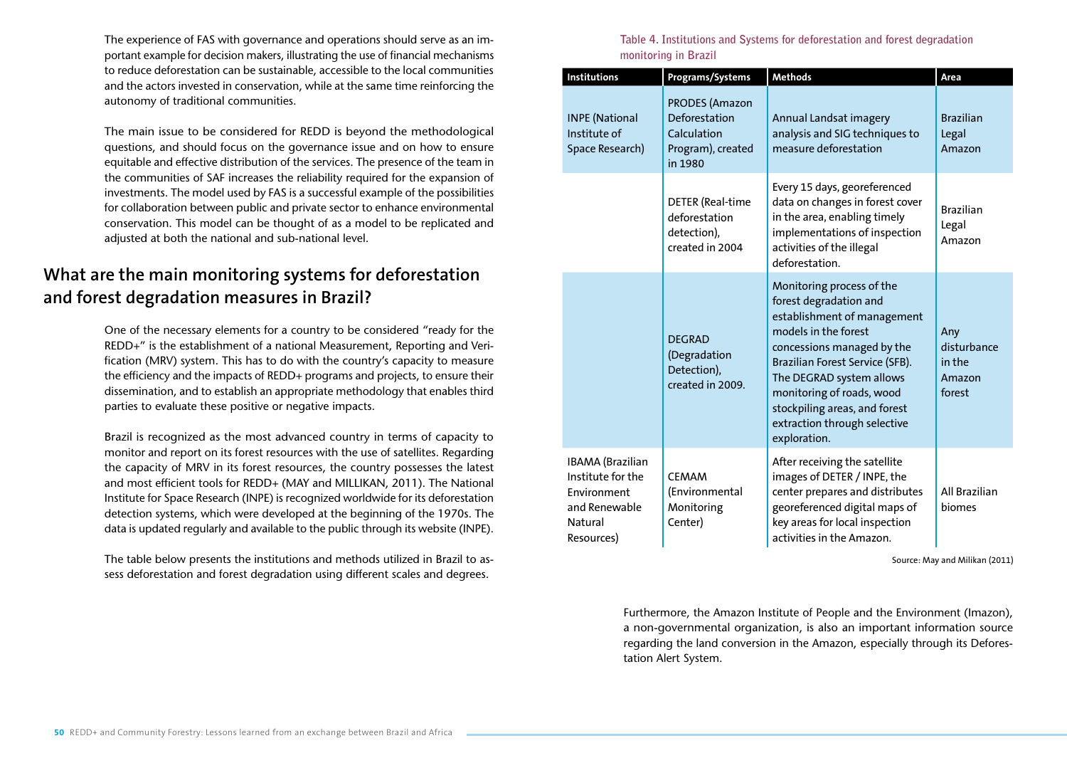The experience of FAS with governance and operations should serve as an important example for decision makers, illustrating the use of financial mechanisms to reduce deforestation can be sustainable, accessible to the local communities and the actors invested in conservation, while at the same time reinforcing the autonomy of traditional communities.

The main issue to be considered for REDD is beyond the methodological questions, and should focus on the governance issue and on how to ensure equitable and effective distribution of the services. The presence of the team in the communities of SAF increases the reliability required for the expansion of investments. The model used by FAS is a successful example of the possibilities for collaboration between public and private sector to enhance environmental conservation. This model can be thought of as a model to be replicated and adjusted at both the national and sub-national level.

## What are the main monitoring systems for deforestation and forest degradation measures in Brazil?

One of the necessary elements for a country to be considered "ready for the REDD+" is the establishment of a national Measurement, Reporting and Verification (MRV) system. This has to do with the country's capacity to measure the efficiency and the impacts of REDD+ programs and projects, to ensure their dissemination, and to establish an appropriate methodology that enables third parties to evaluate these positive or negative impacts.

Brazil is recognized as the most advanced country in terms of capacity to monitor and report on its forest resources with the use of satellites. Regarding the capacity of MRV in its forest resources, the country possesses the latest and most efficient tools for REDD+ (MAY and MILLIKAN, 2011). The National Institute for Space Research (INPE) is recognized worldwide for its deforestation detection systems, which were developed at the beginning of the 1970s. The data is updated regularly and available to the public through its website (INPE).

The table below presents the institutions and methods utilized in Brazil to assess deforestation and forest degradation using different scales and degrees.

Table 4. Institutions and Systems for deforestation and forest degradation monitoring in Brazil

| Institutions | Programs/Systems | Methods | Area |
|---|---|---|---|
| INPE (National Institute of Space Research) | PRODES (Amazon Deforestation Calculation Program), created in 1980 | Annual Landsat imagery analysis and SIG techniques to measure deforestation | Brazilian Legal Amazon |
| | DETER (Real-time deforestation detection), created in 2004 | Every 15 days, georeferenced data on changes in forest cover in the area, enabling timely implementations of inspection activities of the illegal deforestation. | Brazilian Legal Amazon |
| | DEGRAD (Degradation Detection), created in 2009. | Monitoring process of the forest degradation and establishment of management models in the forest concessions managed by the Brazilian Forest Service (SFB). The DEGRAD system allows monitoring of roads, wood stockpiling areas, and forest extraction through selective exploration. | Any disturbance in the Amazon forest |
| IBAMA (Brazilian Institute for the Environment and Renewable Natural Resources) | CEMAM (Environmental Monitoring Center) | After receiving the satellite images of DETER / INPE, the center prepares and distributes georeferenced digital maps of key areas for local inspection activities in the Amazon. | All Brazilian biomes |

Source: May and Milikan (2011)

Furthermore, the Amazon Institute of People and the Environment (Imazon), a non-governmental organization, is also an important information source regarding the land conversion in the Amazon, especially through its Deforestation Alert System.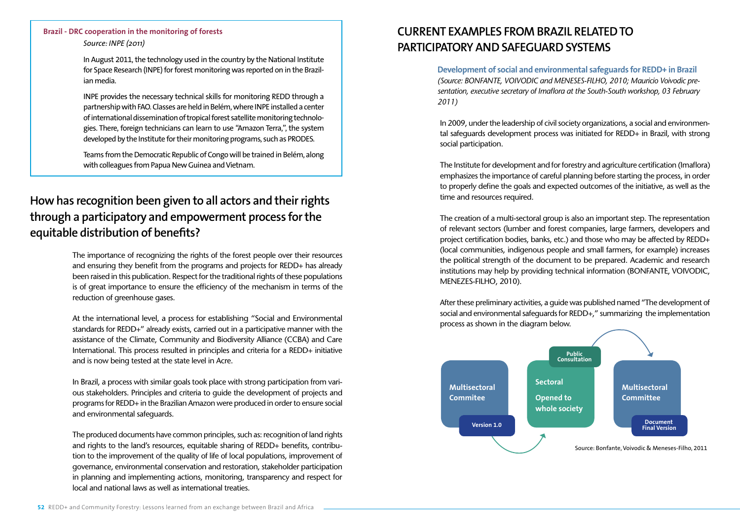**Brazil - DRC cooperation in the monitoring of forests**

*Source: INPE (2011)*

In August 2011, the technology used in the country by the National Institute for Space Research (INPE) for forest monitoring was reported on in the Brazilian media.

INPE provides the necessary technical skills for monitoring REDD through a partnership with FAO. Classes are held in Belém, where INPE installed a center of international dissemination of tropical forest satellite monitoring technologies. There, foreign technicians can learn to use "Amazon Terra,", the system developed by the Institute for their monitoring programs, such as PRODES.

Teams from the Democratic Republic of Congo will be trained in Belém, along with colleagues from Papua New Guinea and Vietnam.

## How has recognition been given to all actors and their rights through a participatory and empowerment process for the equitable distribution of benefits?

The importance of recognizing the rights of the forest people over their resources and ensuring they benefit from the programs and projects for REDD+ has already been raised in this publication. Respect for the traditional rights of these populations is of great importance to ensure the efficiency of the mechanism in terms of the reduction of greenhouse gases.

At the international level, a process for establishing "Social and Environmental standards for REDD+" already exists, carried out in a participative manner with the assistance of the Climate, Community and Biodiversity Alliance (CCBA) and Care International. This process resulted in principles and criteria for a REDD+ initiative and is now being tested at the state level in Acre.

In Brazil, a process with similar goals took place with strong participation from various stakeholders. Principles and criteria to guide the development of projects and programs for REDD+ in the Brazilian Amazon were produced in order to ensure social and environmental safeguards.

The produced documents have common principles, such as: recognition of land rights and rights to the land's resources, equitable sharing of REDD+ benefits, contribution to the improvement of the quality of life of local populations, improvement of governance, environmental conservation and restoration, stakeholder participation in planning and implementing actions, monitoring, transparency and respect for local and national laws as well as international treaties.

## CURRENT EXAMPLES FROM BRAZIL RELATED TO PARTICIPATORY AND SAFEGUARD SYSTEMS

**Development of social and environmental safeguards for REDD+ in Brazil**

*(Source: BONFANTE, VOIVODIC and MENESES-FILHO, 2010; Mauricio Voivodic presentation, executive secretary of Imaflora at the South-South workshop, 03 February 2011)*

In 2009, under the leadership of civil society organizations, a social and environmental safeguards development process was initiated for REDD+ in Brazil, with strong social participation.

The Institute for development and for forestry and agriculture certification (Imaflora) emphasizes the importance of careful planning before starting the process, in order to properly define the goals and expected outcomes of the initiative, as well as the time and resources required.

The creation of a multi-sectoral group is also an important step. The representation of relevant sectors (lumber and forest companies, large farmers, developers and project certification bodies, banks, etc.) and those who may be affected by REDD+ (local communities, indigenous people and small farmers, for example) increases the political strength of the document to be prepared. Academic and research institutions may help by providing technical information (BONFANTE, VOIVODIC, MENEZES-FILHO, 2010).

After these preliminary activities, a guide was published named "The development of social and environmental safeguards for REDD+," summarizing the implementation process as shown in the diagram below.

Multisectoral Commitee — Version 1.0 → Sectoral / Opened to whole society — Public Consultation → Multisectoral Committee — Document Final Version

Source: Bonfante, Voivodic & Meneses-Filho, 2011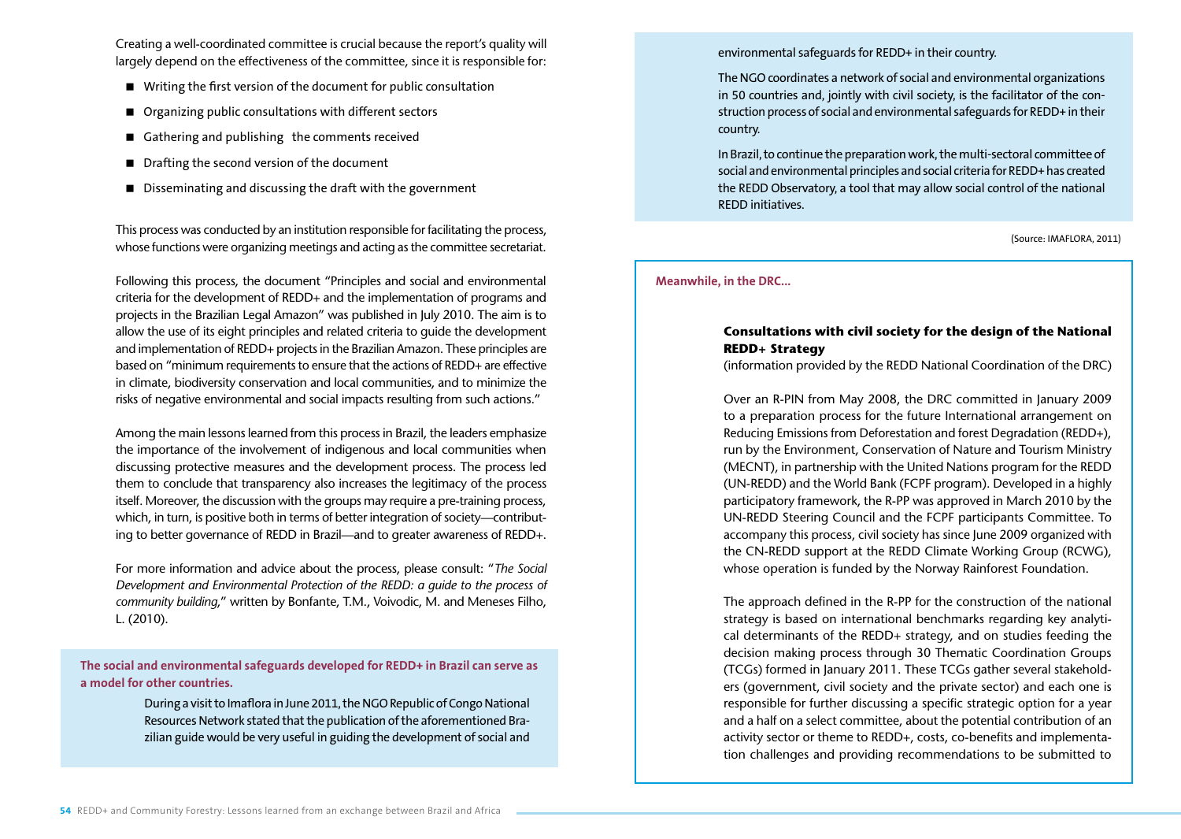Creating a well-coordinated committee is crucial because the report's quality will largely depend on the effectiveness of the committee, since it is responsible for:

- Writing the first version of the document for public consultation
- Organizing public consultations with different sectors
- Gathering and publishing the comments received
- Drafting the second version of the document
- Disseminating and discussing the draft with the government

This process was conducted by an institution responsible for facilitating the process, whose functions were organizing meetings and acting as the committee secretariat.

Following this process, the document "Principles and social and environmental criteria for the development of REDD+ and the implementation of programs and projects in the Brazilian Legal Amazon" was published in July 2010. The aim is to allow the use of its eight principles and related criteria to guide the development and implementation of REDD+ projects in the Brazilian Amazon. These principles are based on "minimum requirements to ensure that the actions of REDD+ are effective in climate, biodiversity conservation and local communities, and to minimize the risks of negative environmental and social impacts resulting from such actions."

Among the main lessons learned from this process in Brazil, the leaders emphasize the importance of the involvement of indigenous and local communities when discussing protective measures and the development process. The process led them to conclude that transparency also increases the legitimacy of the process itself. Moreover, the discussion with the groups may require a pre-training process, which, in turn, is positive both in terms of better integration of society—contributing to better governance of REDD in Brazil—and to greater awareness of REDD+.

For more information and advice about the process, please consult: "*The Social Development and Environmental Protection of the REDD: a guide to the process of community building*," written by Bonfante, T.M., Voivodic, M. and Meneses Filho, L. (2010).

**The social and environmental safeguards developed for REDD+ in Brazil can serve as a model for other countries.**

During a visit to Imaflora in June 2011, the NGO Republic of Congo National Resources Network stated that the publication of the aforementioned Brazilian guide would be very useful in guiding the development of social and environmental safeguards for REDD+ in their country.

The NGO coordinates a network of social and environmental organizations in 50 countries and, jointly with civil society, is the facilitator of the construction process of social and environmental safeguards for REDD+ in their country.

In Brazil, to continue the preparation work, the multi-sectoral committee of social and environmental principles and social criteria for REDD+ has created the REDD Observatory, a tool that may allow social control of the national REDD initiatives.

(Source: IMAFLORA, 2011)

**Meanwhile, in the DRC...**

**Consultations with civil society for the design of the National REDD+ Strategy**
(information provided by the REDD National Coordination of the DRC)

Over an R-PIN from May 2008, the DRC committed in January 2009 to a preparation process for the future International arrangement on Reducing Emissions from Deforestation and forest Degradation (REDD+), run by the Environment, Conservation of Nature and Tourism Ministry (MECNT), in partnership with the United Nations program for the REDD (UN-REDD) and the World Bank (FCPF program). Developed in a highly participatory framework, the R-PP was approved in March 2010 by the UN-REDD Steering Council and the FCPF participants Committee. To accompany this process, civil society has since June 2009 organized with the CN-REDD support at the REDD Climate Working Group (RCWG), whose operation is funded by the Norway Rainforest Foundation.

The approach defined in the R-PP for the construction of the national strategy is based on international benchmarks regarding key analytical determinants of the REDD+ strategy, and on studies feeding the decision making process through 30 Thematic Coordination Groups (TCGs) formed in January 2011. These TCGs gather several stakeholders (government, civil society and the private sector) and each one is responsible for further discussing a specific strategic option for a year and a half on a select committee, about the potential contribution of an activity sector or theme to REDD+, costs, co-benefits and implementation challenges and providing recommendations to be submitted to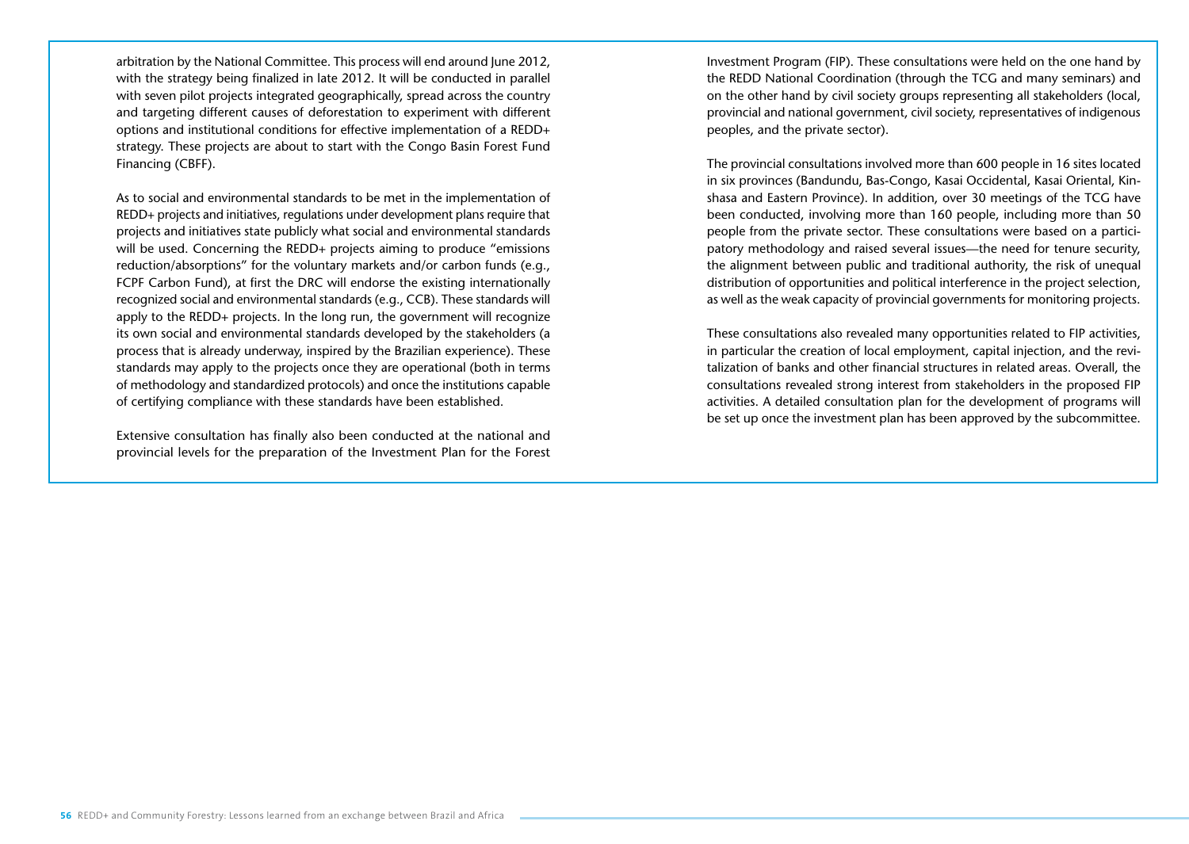arbitration by the National Committee. This process will end around June 2012, with the strategy being finalized in late 2012. It will be conducted in parallel with seven pilot projects integrated geographically, spread across the country and targeting different causes of deforestation to experiment with different options and institutional conditions for effective implementation of a REDD+ strategy. These projects are about to start with the Congo Basin Forest Fund Financing (CBFF).

As to social and environmental standards to be met in the implementation of REDD+ projects and initiatives, regulations under development plans require that projects and initiatives state publicly what social and environmental standards will be used. Concerning the REDD+ projects aiming to produce "emissions reduction/absorptions" for the voluntary markets and/or carbon funds (e.g., FCPF Carbon Fund), at first the DRC will endorse the existing internationally recognized social and environmental standards (e.g., CCB). These standards will apply to the REDD+ projects. In the long run, the government will recognize its own social and environmental standards developed by the stakeholders (a process that is already underway, inspired by the Brazilian experience). These standards may apply to the projects once they are operational (both in terms of methodology and standardized protocols) and once the institutions capable of certifying compliance with these standards have been established.

Extensive consultation has finally also been conducted at the national and provincial levels for the preparation of the Investment Plan for the Forest Investment Program (FIP). These consultations were held on the one hand by the REDD National Coordination (through the TCG and many seminars) and on the other hand by civil society groups representing all stakeholders (local, provincial and national government, civil society, representatives of indigenous peoples, and the private sector).

The provincial consultations involved more than 600 people in 16 sites located in six provinces (Bandundu, Bas-Congo, Kasai Occidental, Kasai Oriental, Kinshasa and Eastern Province). In addition, over 30 meetings of the TCG have been conducted, involving more than 160 people, including more than 50 people from the private sector. These consultations were based on a participatory methodology and raised several issues—the need for tenure security, the alignment between public and traditional authority, the risk of unequal distribution of opportunities and political interference in the project selection, as well as the weak capacity of provincial governments for monitoring projects.

These consultations also revealed many opportunities related to FIP activities, in particular the creation of local employment, capital injection, and the revitalization of banks and other financial structures in related areas. Overall, the consultations revealed strong interest from stakeholders in the proposed FIP activities. A detailed consultation plan for the development of programs will be set up once the investment plan has been approved by the subcommittee.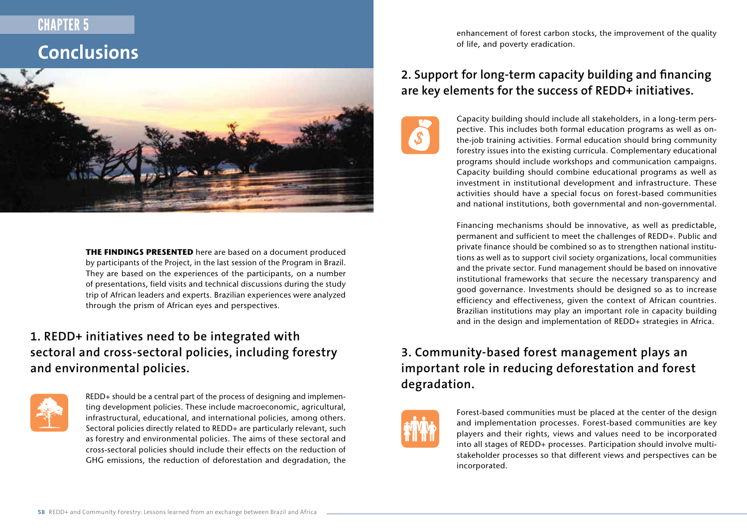# CHAPTER 5

# Conclusions

**THE FINDINGS PRESENTED** here are based on a document produced by participants of the Project, in the last session of the Program in Brazil. They are based on the experiences of the participants, on a number of presentations, field visits and technical discussions during the study trip of African leaders and experts. Brazilian experiences were analyzed through the prism of African eyes and perspectives.

## 1. REDD+ initiatives need to be integrated with sectoral and cross-sectoral policies, including forestry and environmental policies.

REDD+ should be a central part of the process of designing and implementing development policies. These include macroeconomic, agricultural, infrastructural, educational, and international policies, among others. Sectoral policies directly related to REDD+ are particularly relevant, such as forestry and environmental policies. The aims of these sectoral and cross-sectoral policies should include their effects on the reduction of GHG emissions, the reduction of deforestation and degradation, the enhancement of forest carbon stocks, the improvement of the quality of life, and poverty eradication.

## 2. Support for long-term capacity building and financing are key elements for the success of REDD+ initiatives.

Capacity building should include all stakeholders, in a long-term perspective. This includes both formal education programs as well as on-the-job training activities. Formal education should bring community forestry issues into the existing curricula. Complementary educational programs should include workshops and communication campaigns. Capacity building should combine educational programs as well as investment in institutional development and infrastructure. These activities should have a special focus on forest-based communities and national institutions, both governmental and non-governmental.

Financing mechanisms should be innovative, as well as predictable, permanent and sufficient to meet the challenges of REDD+. Public and private finance should be combined so as to strengthen national institutions as well as to support civil society organizations, local communities and the private sector. Fund management should be based on innovative institutional frameworks that secure the necessary transparency and good governance. Investments should be designed so as to increase efficiency and effectiveness, given the context of African countries. Brazilian institutions may play an important role in capacity building and in the design and implementation of REDD+ strategies in Africa.

## 3. Community-based forest management plays an important role in reducing deforestation and forest degradation.

Forest-based communities must be placed at the center of the design and implementation processes. Forest-based communities are key players and their rights, views and values need to be incorporated into all stages of REDD+ processes. Participation should involve multi-stakeholder processes so that different views and perspectives can be incorporated.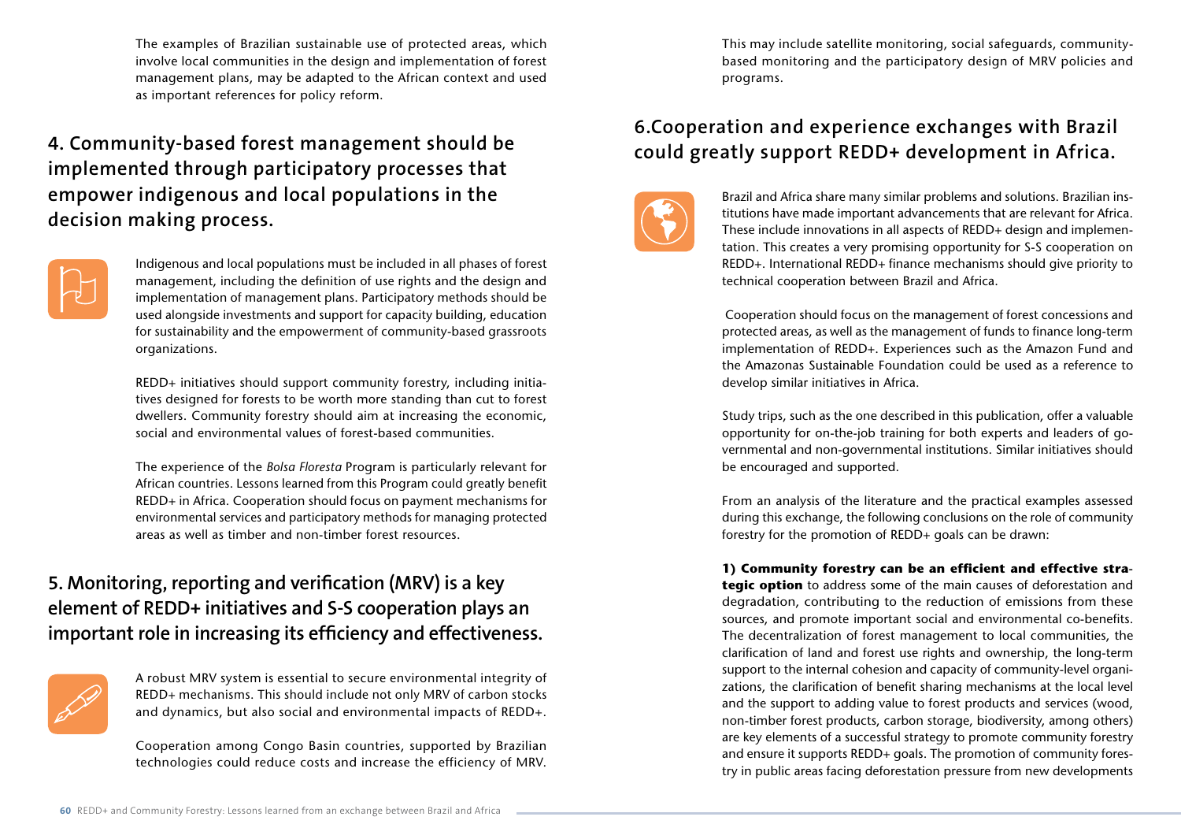The examples of Brazilian sustainable use of protected areas, which involve local communities in the design and implementation of forest management plans, may be adapted to the African context and used as important references for policy reform.

## 4. Community-based forest management should be implemented through participatory processes that empower indigenous and local populations in the decision making process.

Indigenous and local populations must be included in all phases of forest management, including the definition of use rights and the design and implementation of management plans. Participatory methods should be used alongside investments and support for capacity building, education for sustainability and the empowerment of community-based grassroots organizations.

REDD+ initiatives should support community forestry, including initiatives designed for forests to be worth more standing than cut to forest dwellers. Community forestry should aim at increasing the economic, social and environmental values of forest-based communities.

The experience of the *Bolsa Floresta* Program is particularly relevant for African countries. Lessons learned from this Program could greatly benefit REDD+ in Africa. Cooperation should focus on payment mechanisms for environmental services and participatory methods for managing protected areas as well as timber and non-timber forest resources.

## 5. Monitoring, reporting and verification (MRV) is a key element of REDD+ initiatives and S-S cooperation plays an important role in increasing its efficiency and effectiveness.

A robust MRV system is essential to secure environmental integrity of REDD+ mechanisms. This should include not only MRV of carbon stocks and dynamics, but also social and environmental impacts of REDD+.

Cooperation among Congo Basin countries, supported by Brazilian technologies could reduce costs and increase the efficiency of MRV. This may include satellite monitoring, social safeguards, community-based monitoring and the participatory design of MRV policies and programs.

## 6.Cooperation and experience exchanges with Brazil could greatly support REDD+ development in Africa.

Brazil and Africa share many similar problems and solutions. Brazilian institutions have made important advancements that are relevant for Africa. These include innovations in all aspects of REDD+ design and implementation. This creates a very promising opportunity for S-S cooperation on REDD+. International REDD+ finance mechanisms should give priority to technical cooperation between Brazil and Africa.

Cooperation should focus on the management of forest concessions and protected areas, as well as the management of funds to finance long-term implementation of REDD+. Experiences such as the Amazon Fund and the Amazonas Sustainable Foundation could be used as a reference to develop similar initiatives in Africa.

Study trips, such as the one described in this publication, offer a valuable opportunity for on-the-job training for both experts and leaders of governmental and non-governmental institutions. Similar initiatives should be encouraged and supported.

From an analysis of the literature and the practical examples assessed during this exchange, the following conclusions on the role of community forestry for the promotion of REDD+ goals can be drawn:

**1) Community forestry can be an efficient and effective strategic option** to address some of the main causes of deforestation and degradation, contributing to the reduction of emissions from these sources, and promote important social and environmental co-benefits. The decentralization of forest management to local communities, the clarification of land and forest use rights and ownership, the long-term support to the internal cohesion and capacity of community-level organizations, the clarification of benefit sharing mechanisms at the local level and the support to adding value to forest products and services (wood, non-timber forest products, carbon storage, biodiversity, among others) are key elements of a successful strategy to promote community forestry and ensure it supports REDD+ goals. The promotion of community forestry in public areas facing deforestation pressure from new developments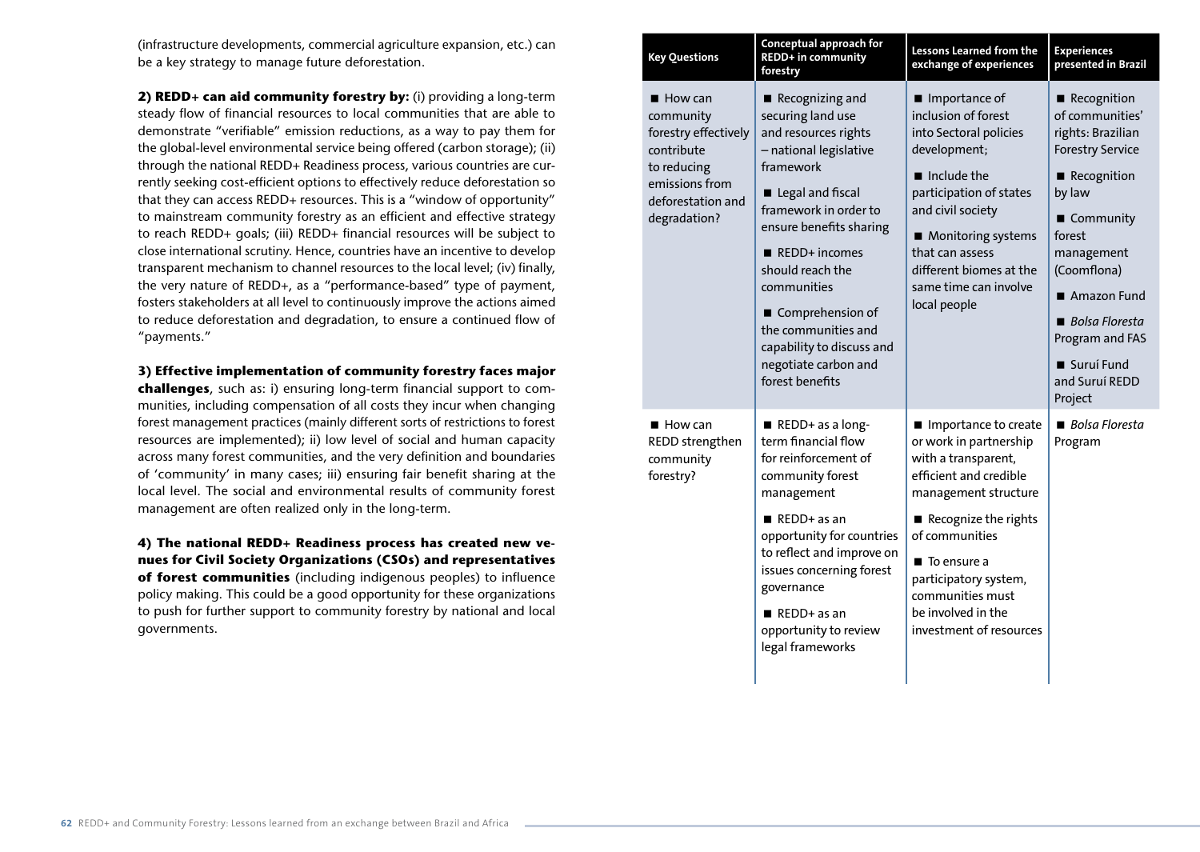(infrastructure developments, commercial agriculture expansion, etc.) can be a key strategy to manage future deforestation.

**2) REDD+ can aid community forestry by:** (i) providing a long-term steady flow of financial resources to local communities that are able to demonstrate "verifiable" emission reductions, as a way to pay them for the global-level environmental service being offered (carbon storage); (ii) through the national REDD+ Readiness process, various countries are currently seeking cost-efficient options to effectively reduce deforestation so that they can access REDD+ resources. This is a "window of opportunity" to mainstream community forestry as an efficient and effective strategy to reach REDD+ goals; (iii) REDD+ financial resources will be subject to close international scrutiny. Hence, countries have an incentive to develop transparent mechanism to channel resources to the local level; (iv) finally, the very nature of REDD+, as a "performance-based" type of payment, fosters stakeholders at all level to continuously improve the actions aimed to reduce deforestation and degradation, to ensure a continued flow of "payments."

**3) Effective implementation of community forestry faces major challenges**, such as: i) ensuring long-term financial support to communities, including compensation of all costs they incur when changing forest management practices (mainly different sorts of restrictions to forest resources are implemented); ii) low level of social and human capacity across many forest communities, and the very definition and boundaries of 'community' in many cases; iii) ensuring fair benefit sharing at the local level. The social and environmental results of community forest management are often realized only in the long-term.

**4) The national REDD+ Readiness process has created new venues for Civil Society Organizations (CSOs) and representatives of forest communities** (including indigenous peoples) to influence policy making. This could be a good opportunity for these organizations to push for further support to community forestry by national and local governments.

| Key Questions | Conceptual approach for REDD+ in community forestry | Lessons Learned from the exchange of experiences | Experiences presented in Brazil |
|---|---|---|---|
| ■ How can community forestry effectively contribute to reducing emissions from deforestation and degradation? | ■ Recognizing and securing land use and resources rights – national legislative framework<br>■ Legal and fiscal framework in order to ensure benefits sharing<br>■ REDD+ incomes should reach the communities<br>■ Comprehension of the communities and capability to discuss and negotiate carbon and forest benefits | ■ Importance of inclusion of forest into Sectoral policies development;<br>■ Include the participation of states and civil society<br>■ Monitoring systems that can assess different biomes at the same time can involve local people | ■ Recognition of communities' rights: Brazilian Forestry Service<br>■ Recognition by law<br>■ Community forest management (Coomflona)<br>■ Amazon Fund<br>■ *Bolsa Floresta* Program and FAS<br>■ Suruí Fund and Suruí REDD Project |
| ■ How can REDD strengthen community forestry? | ■ REDD+ as a long-term financial flow for reinforcement of community forest management<br>■ REDD+ as an opportunity for countries to reflect and improve on issues concerning forest governance<br>■ REDD+ as an opportunity to review legal frameworks | ■ Importance to create or work in partnership with a transparent, efficient and credible management structure<br>■ Recognize the rights of communities<br>■ To ensure a participatory system, communities must be involved in the investment of resources | ■ *Bolsa Floresta* Program |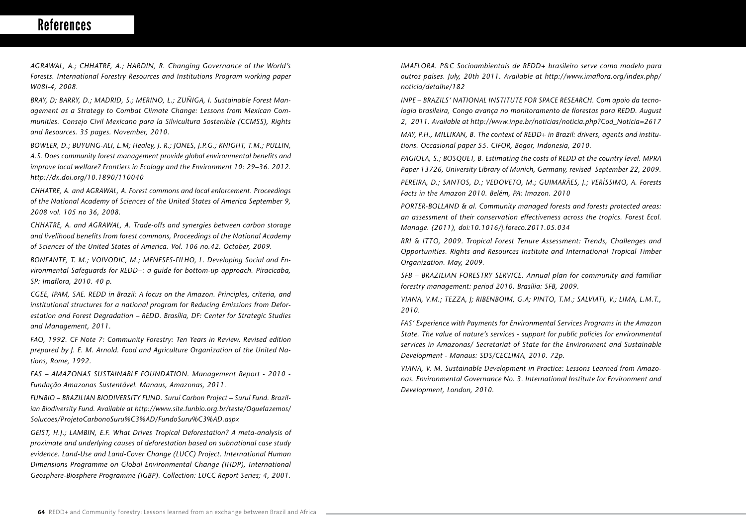# References

*AGRAWAL, A.; CHHATRE, A.; HARDIN, R. Changing Governance of the World's Forests. International Forestry Resources and Institutions Program working paper W08I-4, 2008.*

*BRAY, D; BARRY, D.; MADRID, S.; MERINO, L.; ZUÑIGA, I. Sustainable Forest Management as a Strategy to Combat Climate Change: Lessons from Mexican Communities. Consejo Civil Mexicano para la Silvicultura Sostenible (CCMSS), Rights and Resources. 35 pages. November, 2010.*

*BOWLER, D.; BUYUNG-ALI, L.M; Healey, J. R.; JONES, J.P.G.; KNIGHT, T.M.; PULLIN, A.S. Does community forest management provide global environmental benefits and improve local welfare? Frontiers in Ecology and the Environment 10: 29–36. 2012. http://dx.doi.org/10.1890/110040*

*CHHATRE, A. and AGRAWAL, A. Forest commons and local enforcement. Proceedings of the National Academy of Sciences of the United States of America September 9, 2008 vol. 105 no 36, 2008.*

*CHHATRE, A. and AGRAWAL, A. Trade-offs and synergies between carbon storage and livelihood benefits from forest commons, Proceedings of the National Academy of Sciences of the United States of America. Vol. 106 no.42. October, 2009.*

*BONFANTE, T. M.; VOIVODIC, M.; MENESES-FILHO, L. Developing Social and Environmental Safeguards for REDD+: a guide for bottom-up approach. Piracicaba, SP: Imaflora, 2010. 40 p.*

*CGEE, IPAM, SAE. REDD in Brazil: A focus on the Amazon. Principles, criteria, and institutional structures for a national program for Reducing Emissions from Deforestation and Forest Degradation – REDD. Brasília, DF: Center for Strategic Studies and Management, 2011.*

*FAO, 1992. CF Note 7: Community Forestry: Ten Years in Review. Revised edition prepared by J. E. M. Arnold. Food and Agriculture Organization of the United Nations, Rome, 1992.*

*FAS – AMAZONAS SUSTAINABLE FOUNDATION. Management Report - 2010 - Fundação Amazonas Sustentável. Manaus, Amazonas, 2011.*

*FUNBIO – BRAZILIAN BIODIVERSITY FUND. Suruí Carbon Project – Suruí Fund. Brazilian Biodiversity Fund. Available at http://www.site.funbio.org.br/teste/Oquefazemos/Solucoes/ProjetoCarbonoSuru%C3%AD/FundoSuru%C3%AD.aspx*

*GEIST, H.J.; LAMBIN, E.F. What Drives Tropical Deforestation? A meta-analysis of proximate and underlying causes of deforestation based on subnational case study evidence. Land-Use and Land-Cover Change (LUCC) Project. International Human Dimensions Programme on Global Environmental Change (IHDP), International Geosphere-Biosphere Programme (IGBP). Collection: LUCC Report Series; 4, 2001.*

*IMAFLORA. P&C Socioambientais de REDD+ brasileiro serve como modelo para outros países. July, 20th 2011. Available at http://www.imaflora.org/index.php/noticia/detalhe/182*

*INPE – BRAZILS' NATIONAL INSTITUTE FOR SPACE RESEARCH. Com apoio da tecnologia brasileira, Congo avança no monitoramento de florestas para REDD. August 2, 2011. Available at http://www.inpe.br/noticias/noticia.php?Cod_Noticia=2617*

*MAY, P.H., MILLIKAN, B. The context of REDD+ in Brazil: drivers, agents and institutions. Occasional paper 55. CIFOR, Bogor, Indonesia, 2010.*

*PAGIOLA, S.; BOSQUET, B. Estimating the costs of REDD at the country level. MPRA Paper 13726, University Library of Munich, Germany, revised September 22, 2009.*

*PEREIRA, D.; SANTOS, D.; VEDOVETO, M.; GUIMARÃES, J.; VERÍSSIMO, A. Forests Facts in the Amazon 2010. Belém, PA: Imazon. 2010*

*PORTER-BOLLAND & al. Community managed forests and forests protected areas: an assessment of their conservation effectiveness across the tropics. Forest Ecol. Manage. (2011), doi:10.1016/j.foreco.2011.05.034*

*RRI & ITTO, 2009. Tropical Forest Tenure Assessment: Trends, Challenges and Opportunities. Rights and Resources Institute and International Tropical Timber Organization. May, 2009.*

*SFB – BRAZILIAN FORESTRY SERVICE. Annual plan for community and familiar forestry management: period 2010. Brasília: SFB, 2009.*

*VIANA, V.M.; TEZZA, J; RIBENBOIM, G.A; PINTO, T.M.; SALVIATI, V.; LIMA, L.M.T., 2010.*

*FAS' Experience with Payments for Environmental Services Programs in the Amazon State. The value of nature's services - support for public policies for environmental services in Amazonas/ Secretariat of State for the Environment and Sustainable Development - Manaus: SDS/CECLIMA, 2010. 72p.*

*VIANA, V. M. Sustainable Development in Practice: Lessons Learned from Amazonas. Environmental Governance No. 3. International Institute for Environment and Development, London, 2010.*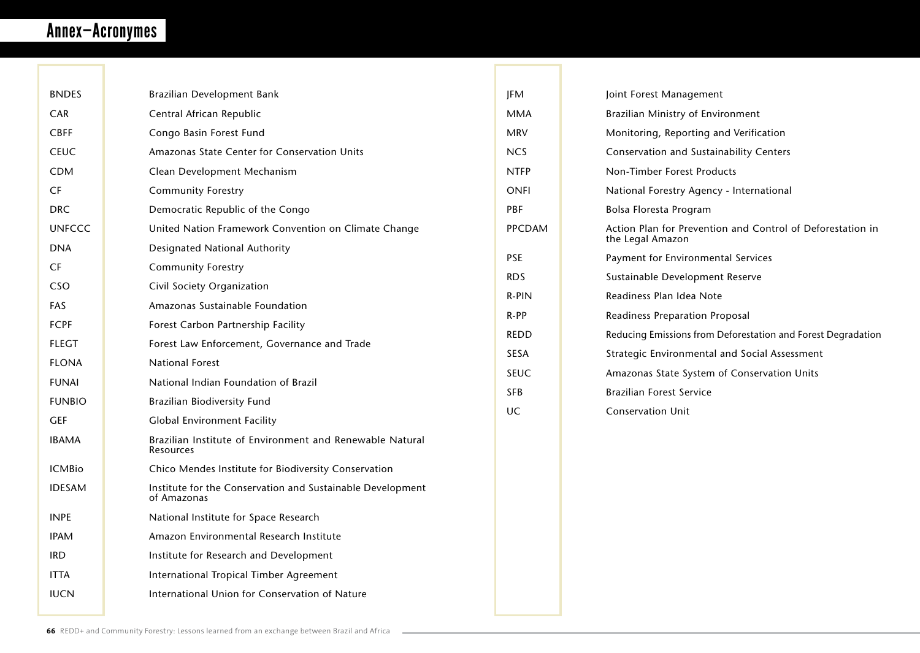# Annex–Acronymes

| | |
|---|---|
| BNDES | Brazilian Development Bank |
| CAR | Central African Republic |
| CBFF | Congo Basin Forest Fund |
| CEUC | Amazonas State Center for Conservation Units |
| CDM | Clean Development Mechanism |
| CF | Community Forestry |
| DRC | Democratic Republic of the Congo |
| UNFCCC | United Nation Framework Convention on Climate Change |
| DNA | Designated National Authority |
| CF | Community Forestry |
| CSO | Civil Society Organization |
| FAS | Amazonas Sustainable Foundation |
| FCPF | Forest Carbon Partnership Facility |
| FLEGT | Forest Law Enforcement, Governance and Trade |
| FLONA | National Forest |
| FUNAI | National Indian Foundation of Brazil |
| FUNBIO | Brazilian Biodiversity Fund |
| GEF | Global Environment Facility |
| IBAMA | Brazilian Institute of Environment and Renewable Natural Resources |
| ICMBio | Chico Mendes Institute for Biodiversity Conservation |
| IDESAM | Institute for the Conservation and Sustainable Development of Amazonas |
| INPE | National Institute for Space Research |
| IPAM | Amazon Environmental Research Institute |
| IRD | Institute for Research and Development |
| ITTA | International Tropical Timber Agreement |
| IUCN | International Union for Conservation of Nature |
| JFM | Joint Forest Management |
| MMA | Brazilian Ministry of Environment |
| MRV | Monitoring, Reporting and Verification |
| NCS | Conservation and Sustainability Centers |
| NTFP | Non-Timber Forest Products |
| ONFI | National Forestry Agency - International |
| PBF | Bolsa Floresta Program |
| PPCDAM | Action Plan for Prevention and Control of Deforestation in the Legal Amazon |
| PSE | Payment for Environmental Services |
| RDS | Sustainable Development Reserve |
| R-PIN | Readiness Plan Idea Note |
| R-PP | Readiness Preparation Proposal |
| REDD | Reducing Emissions from Deforestation and Forest Degradation |
| SESA | Strategic Environmental and Social Assessment |
| SEUC | Amazonas State System of Conservation Units |
| SFB | Brazilian Forest Service |
| UC | Conservation Unit |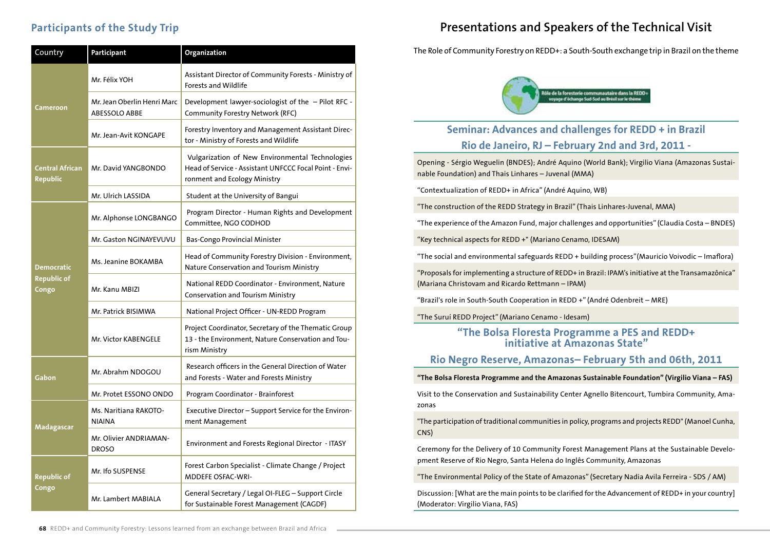## Participants of the Study Trip

| Country | Participant | Organization |
|---|---|---|
| Cameroon | Mr. Félix YOH | Assistant Director of Community Forests - Ministry of Forests and Wildlife |
| | Mr. Jean Oberlin Henri Marc ABESSOLO ABBE | Development lawyer-sociologist of the – Pilot RFC - Community Forestry Network (RFC) |
| | Mr. Jean-Avit KONGAPE | Forestry Inventory and Management Assistant Director - Ministry of Forests and Wildlife |
| Central African Republic | Mr. David YANGBONDO | Vulgarization of New Environmental Technologies Head of Service - Assistant UNFCCC Focal Point - Environment and Ecology Ministry |
| | Mr. Ulrich LASSIDA | Student at the University of Bangui |
| Democratic Republic of Congo | Mr. Alphonse LONGBANGO | Program Director - Human Rights and Development Committee, NGO CODHOD |
| | Mr. Gaston NGINAYEVUVU | Bas-Congo Provincial Minister |
| | Ms. Jeanine BOKAMBA | Head of Community Forestry Division - Environment, Nature Conservation and Tourism Ministry |
| | Mr. Kanu MBIZI | National REDD Coordinator - Environment, Nature Conservation and Tourism Ministry |
| | Mr. Patrick BISIMWA | National Project Officer - UN-REDD Program |
| | Mr. Victor KABENGELE | Project Coordinator, Secretary of the Thematic Group 13 - the Environment, Nature Conservation and Tourism Ministry |
| Gabon | Mr. Abrahm NDOGOU | Research officers in the General Direction of Water and Forests - Water and Forests Ministry |
| | Mr. Protet ESSONO ONDO | Program Coordinator - Brainforest |
| Madagascar | Ms. Naritiana RAKOTONIAINA | Executive Director – Support Service for the Environment Management |
| | Mr. Olivier ANDRIAMANDROSO | Environment and Forests Regional Director - ITASY |
| Republic of Congo | Mr. Ifo SUSPENSE | Forest Carbon Specialist - Climate Change / Project MDDEFE OSFAC-WRI- |
| | Mr. Lambert MABIALA | General Secretary / Legal OI-FLEG – Support Circle for Sustainable Forest Management (CAGDF) |

# Presentations and Speakers of the Technical Visit

The Role of Community Forestry on REDD+: a South-South exchange trip in Brazil on the theme

Rôle de la foresterie communautaire dans la REDD+ voyage d'échange Sud-Sud au Brésil sur le thème

### Seminar: Advances and challenges for REDD + in Brazil
### Rio de Janeiro, RJ – February 2nd and 3rd, 2011 -

Opening - Sérgio Weguelin (BNDES); André Aquino (World Bank); Virgilio Viana (Amazonas Sustainable Foundation) and Thais Linhares – Juvenal (MMA)

"Contextualization of REDD+ in Africa" (André Aquino, WB)

"The construction of the REDD Strategy in Brazil" (Thais Linhares-Juvenal, MMA)

"The experience of the Amazon Fund, major challenges and opportunities" (Claudia Costa – BNDES)

"Key technical aspects for REDD +" (Mariano Cenamo, IDESAM)

"The social and environmental safeguards REDD + building process"(Mauricio Voivodic – Imaflora)

"Proposals for implementing a structure of REDD+ in Brazil: IPAM's initiative at the Transamazônica" (Mariana Christovam and Ricardo Rettmann – IPAM)

"Brazil's role in South-South Cooperation in REDD +" (André Odenbreit – MRE)

"The Suruí REDD Project" (Mariano Cenamo - Idesam)

### "The Bolsa Floresta Programme a PES and REDD+ initiative at Amazonas State"

### Rio Negro Reserve, Amazonas– February 5th and 06th, 2011

**"The Bolsa Floresta Programme and the Amazonas Sustainable Foundation" (Virgilio Viana – FAS)**

Visit to the Conservation and Sustainability Center Agnello Bitencourt, Tumbira Community, Amazonas

"The participation of traditional communities in policy, programs and projects REDD" (Manoel Cunha, CNS)

Ceremony for the Delivery of 10 Community Forest Management Plans at the Sustainable Development Reserve of Rio Negro, Santa Helena do Inglês Community, Amazonas

"The Environmental Policy of the State of Amazonas" (Secretary Nadia Avila Ferreira - SDS / AM)

Discussion: [What are the main points to be clarified for the Advancement of REDD+ in your country] (Moderator: Virgilio Viana, FAS)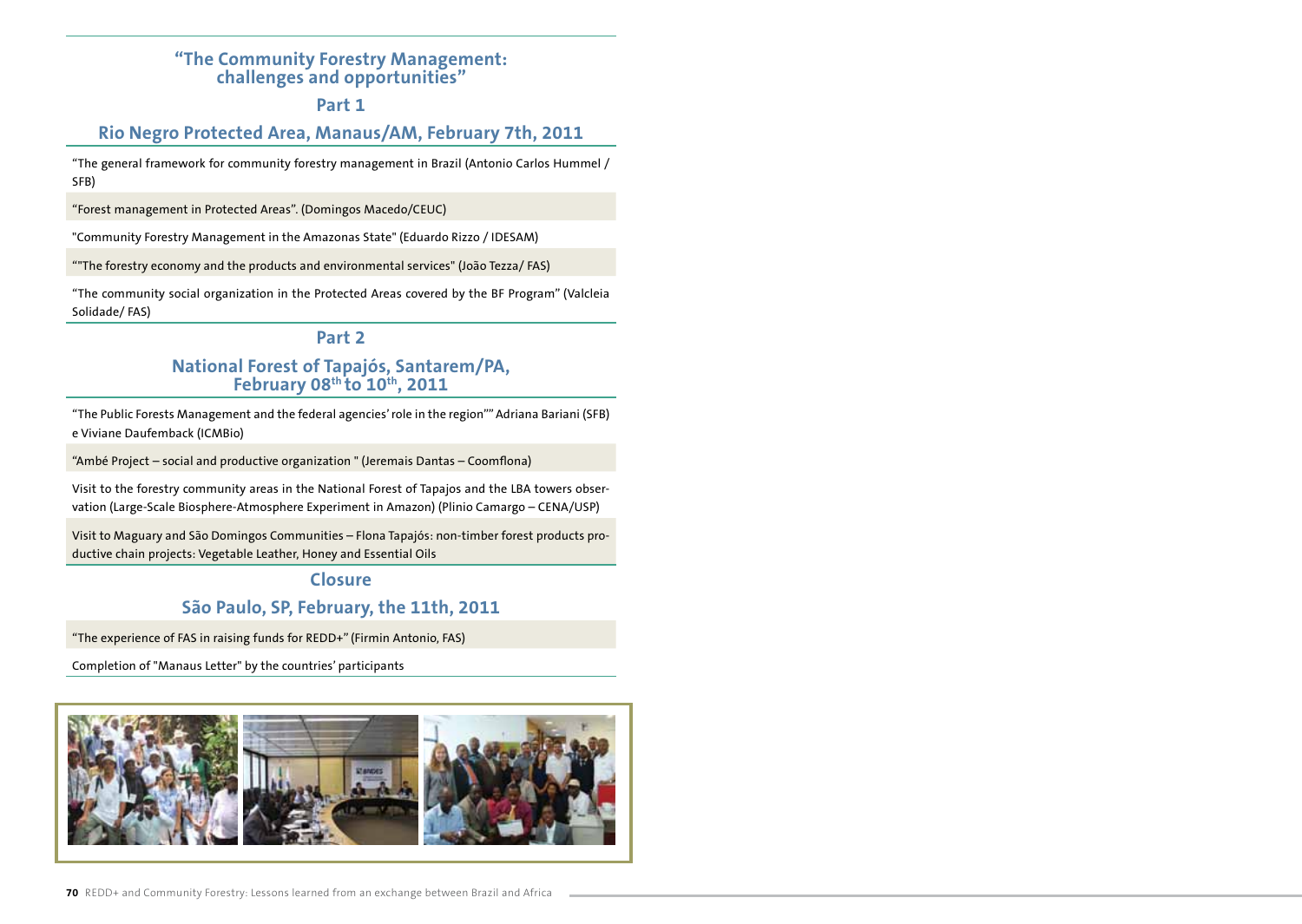## "The Community Forestry Management: challenges and opportunities"

### Part 1

### Rio Negro Protected Area, Manaus/AM, February 7th, 2011

"The general framework for community forestry management in Brazil (Antonio Carlos Hummel / SFB)

"Forest management in Protected Areas". (Domingos Macedo/CEUC)

"Community Forestry Management in the Amazonas State" (Eduardo Rizzo / IDESAM)

""The forestry economy and the products and environmental services" (João Tezza/ FAS)

"The community social organization in the Protected Areas covered by the BF Program" (Valcleia Solidade/ FAS)

### Part 2

### National Forest of Tapajós, Santarem/PA, February 08th to 10th, 2011

"The Public Forests Management and the federal agencies' role in the region"" Adriana Bariani (SFB) e Viviane Daufemback (ICMBio)

"Ambé Project – social and productive organization " (Jeremais Dantas – Coomflona)

Visit to the forestry community areas in the National Forest of Tapajos and the LBA towers observation (Large-Scale Biosphere-Atmosphere Experiment in Amazon) (Plinio Camargo – CENA/USP)

Visit to Maguary and São Domingos Communities – Flona Tapajós: non-timber forest products productive chain projects: Vegetable Leather, Honey and Essential Oils

### Closure

### São Paulo, SP, February, the 11th, 2011

"The experience of FAS in raising funds for REDD+" (Firmin Antonio, FAS)

Completion of "Manaus Letter" by the countries' participants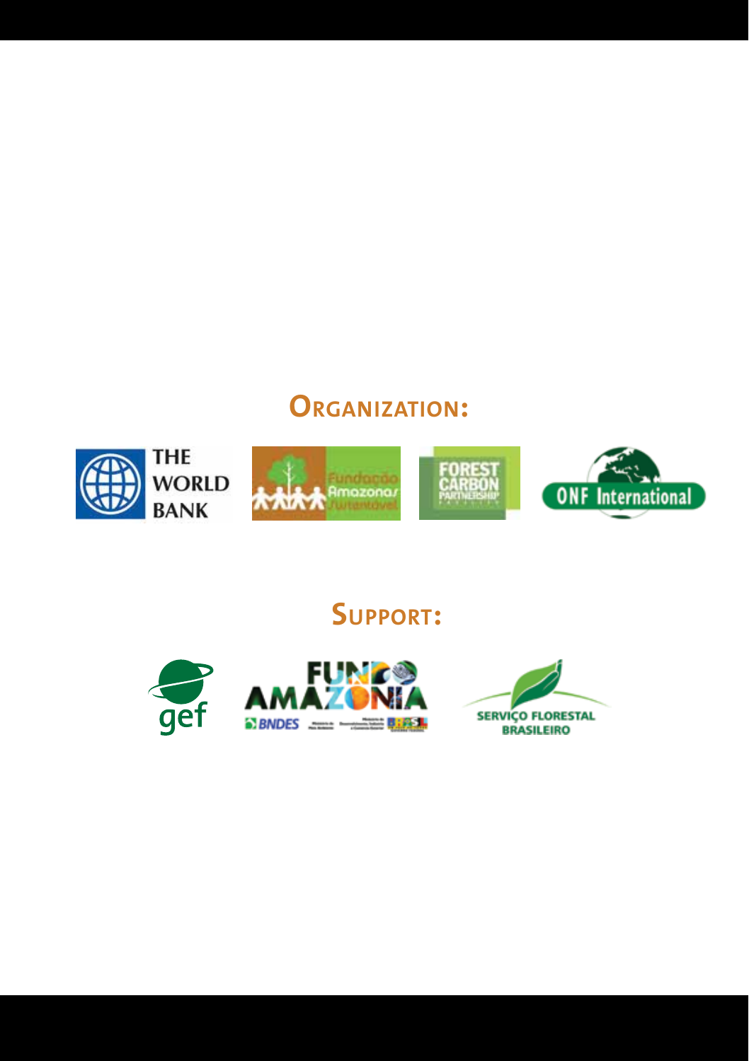## Organization:

THE WORLD BANK

Fundação Amazonas Sustentável

FOREST CARBON PARTNERSHIP

ONF International

## Support:

gef

FUNDO AMAZÔNIA

BNDES

SERVIÇO FLORESTAL BRASILEIRO